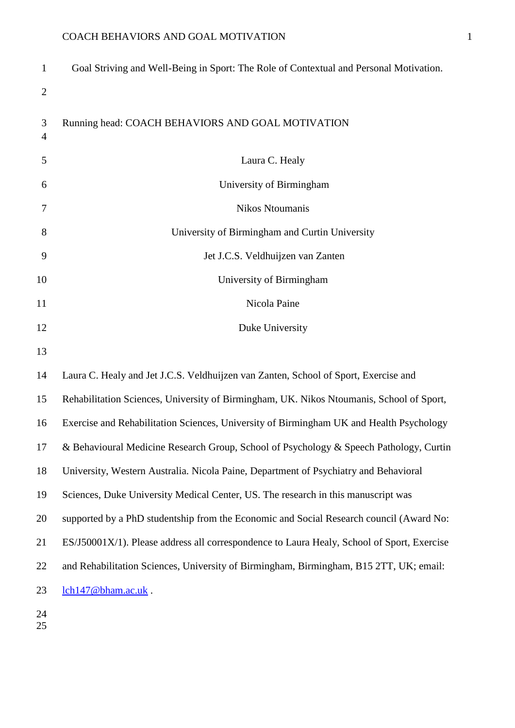# Goal Striving and Well-Being in Sport: The Role of Contextual and Personal Motivation.

Running head: COACH BEHAVIORS AND GOAL MOTIVATION

Laura C. Healy

University of Birmingham

Nikos Ntoumanis

University of Birmingham and Curtin University

Jet J.C.S. Veldhuijzen van Zanten

University of Birmingham

Nicola Paine

Duke University

Laura C. Healy and Jet J.C.S. Veldhuijzen van Zanten, School of Sport, Exercise and Rehabilitation Sciences, University of Birmingham, UK. Nikos Ntoumanis, School of Sport, Exercise and Rehabilitation Sciences, University of Birmingham UK and Health Psychology & Behavioural Medicine Research Group, School of Psychology & Speech Pathology, Curtin University, Western Australia. Nicola Paine, Department of Psychiatry and Behavioral Sciences, Duke University Medical Center, US. The research in this manuscript was supported by a PhD studentship from the Economic and Social Research council (Award No: ES/J50001X/1). Please address all correspondence to Laura Healy, School of Sport, Exercise and Rehabilitation Sciences, University of Birmingham, Birmingham, B15 2TT, UK; email: lch147@bham.ac.uk .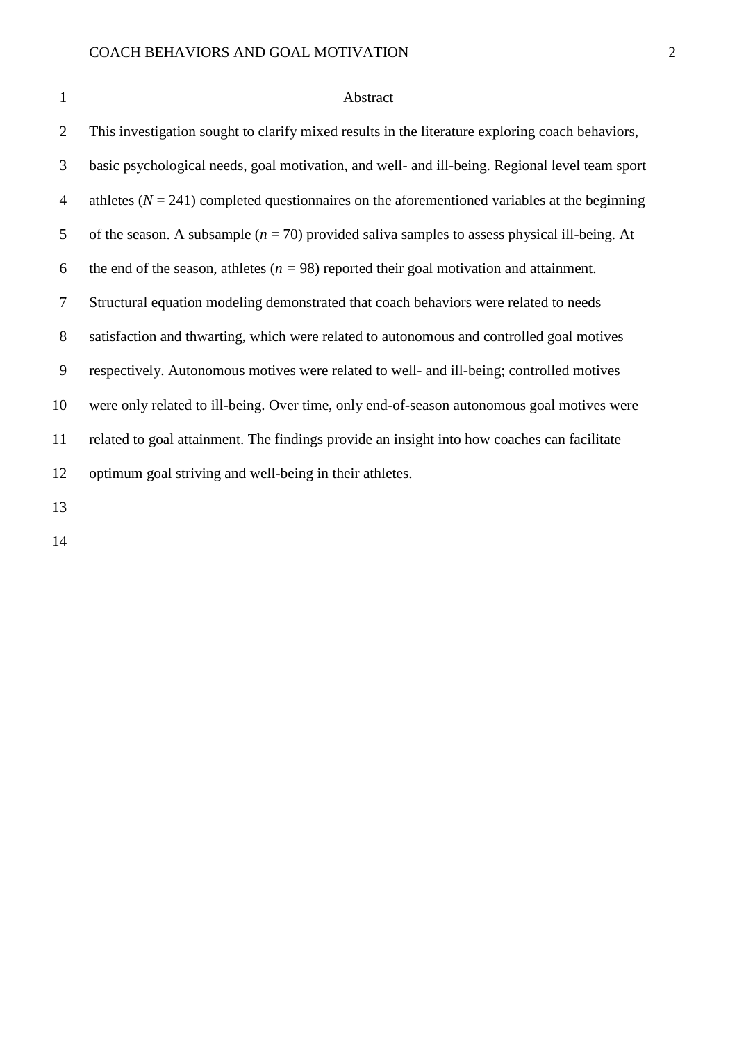# Abstract

This investigation sought to clarify mixed results in the literature exploring coach behaviors, basic psychological needs, goal motivation, and well- and ill-being. Regional level team sport athletes ($N$ = 241) completed questionnaires on the aforementioned variables at the beginning of the season. A subsample ($n$ = 70) provided saliva samples to assess physical ill-being. At the end of the season, athletes ($n$ = 98) reported their goal motivation and attainment. Structural equation modeling demonstrated that coach behaviors were related to needs satisfaction and thwarting, which were related to autonomous and controlled goal motives respectively. Autonomous motives were related to well- and ill-being; controlled motives were only related to ill-being. Over time, only end-of-season autonomous goal motives were related to goal attainment. The findings provide an insight into how coaches can facilitate optimum goal striving and well-being in their athletes.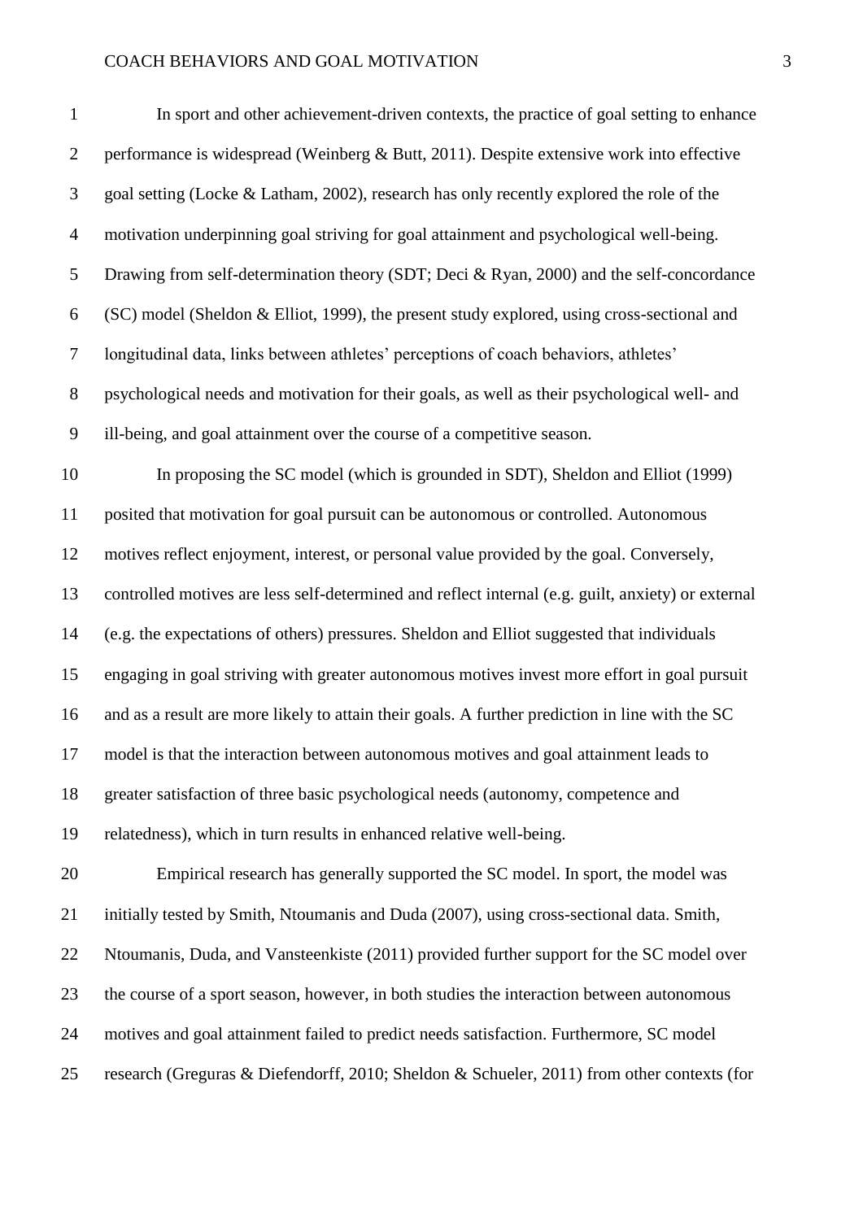In sport and other achievement-driven contexts, the practice of goal setting to enhance performance is widespread (Weinberg & Butt, 2011). Despite extensive work into effective goal setting (Locke & Latham, 2002), research has only recently explored the role of the motivation underpinning goal striving for goal attainment and psychological well-being. Drawing from self-determination theory (SDT; Deci & Ryan, 2000) and the self-concordance (SC) model (Sheldon & Elliot, 1999), the present study explored, using cross-sectional and longitudinal data, links between athletes' perceptions of coach behaviors, athletes' psychological needs and motivation for their goals, as well as their psychological well- and ill-being, and goal attainment over the course of a competitive season.

In proposing the SC model (which is grounded in SDT), Sheldon and Elliot (1999) posited that motivation for goal pursuit can be autonomous or controlled. Autonomous motives reflect enjoyment, interest, or personal value provided by the goal. Conversely, controlled motives are less self-determined and reflect internal (e.g. guilt, anxiety) or external (e.g. the expectations of others) pressures. Sheldon and Elliot suggested that individuals engaging in goal striving with greater autonomous motives invest more effort in goal pursuit and as a result are more likely to attain their goals. A further prediction in line with the SC model is that the interaction between autonomous motives and goal attainment leads to greater satisfaction of three basic psychological needs (autonomy, competence and relatedness), which in turn results in enhanced relative well-being.

Empirical research has generally supported the SC model. In sport, the model was initially tested by Smith, Ntoumanis and Duda (2007), using cross-sectional data. Smith, Ntoumanis, Duda, and Vansteenkiste (2011) provided further support for the SC model over the course of a sport season, however, in both studies the interaction between autonomous motives and goal attainment failed to predict needs satisfaction. Furthermore, SC model research (Greguras & Diefendorff, 2010; Sheldon & Schueler, 2011) from other contexts (for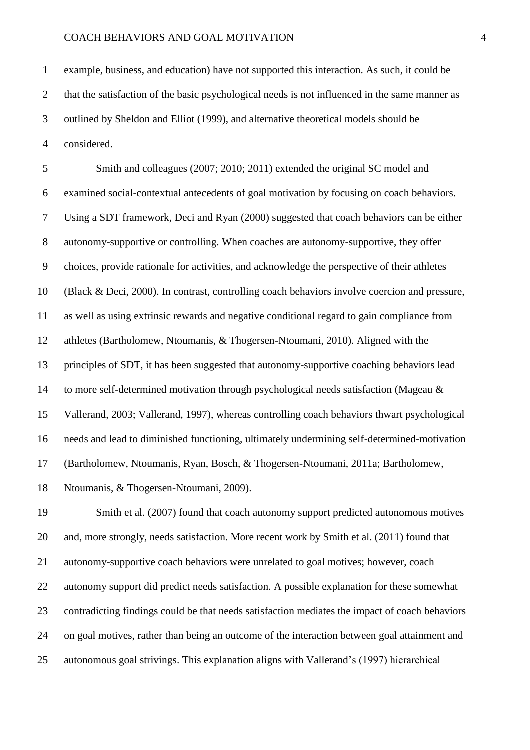example, business, and education) have not supported this interaction. As such, it could be that the satisfaction of the basic psychological needs is not influenced in the same manner as outlined by Sheldon and Elliot (1999), and alternative theoretical models should be considered.

Smith and colleagues (2007; 2010; 2011) extended the original SC model and examined social-contextual antecedents of goal motivation by focusing on coach behaviors. Using a SDT framework, Deci and Ryan (2000) suggested that coach behaviors can be either autonomy-supportive or controlling. When coaches are autonomy-supportive, they offer choices, provide rationale for activities, and acknowledge the perspective of their athletes (Black & Deci, 2000). In contrast, controlling coach behaviors involve coercion and pressure, as well as using extrinsic rewards and negative conditional regard to gain compliance from athletes (Bartholomew, Ntoumanis, & Thogersen-Ntoumani, 2010). Aligned with the principles of SDT, it has been suggested that autonomy-supportive coaching behaviors lead to more self-determined motivation through psychological needs satisfaction (Mageau & Vallerand, 2003; Vallerand, 1997), whereas controlling coach behaviors thwart psychological needs and lead to diminished functioning, ultimately undermining self-determined-motivation (Bartholomew, Ntoumanis, Ryan, Bosch, & Thogersen-Ntoumani, 2011a; Bartholomew, Ntoumanis, & Thogersen-Ntoumani, 2009).

Smith et al. (2007) found that coach autonomy support predicted autonomous motives and, more strongly, needs satisfaction. More recent work by Smith et al. (2011) found that autonomy-supportive coach behaviors were unrelated to goal motives; however, coach autonomy support did predict needs satisfaction. A possible explanation for these somewhat contradicting findings could be that needs satisfaction mediates the impact of coach behaviors on goal motives, rather than being an outcome of the interaction between goal attainment and autonomous goal strivings. This explanation aligns with Vallerand's (1997) hierarchical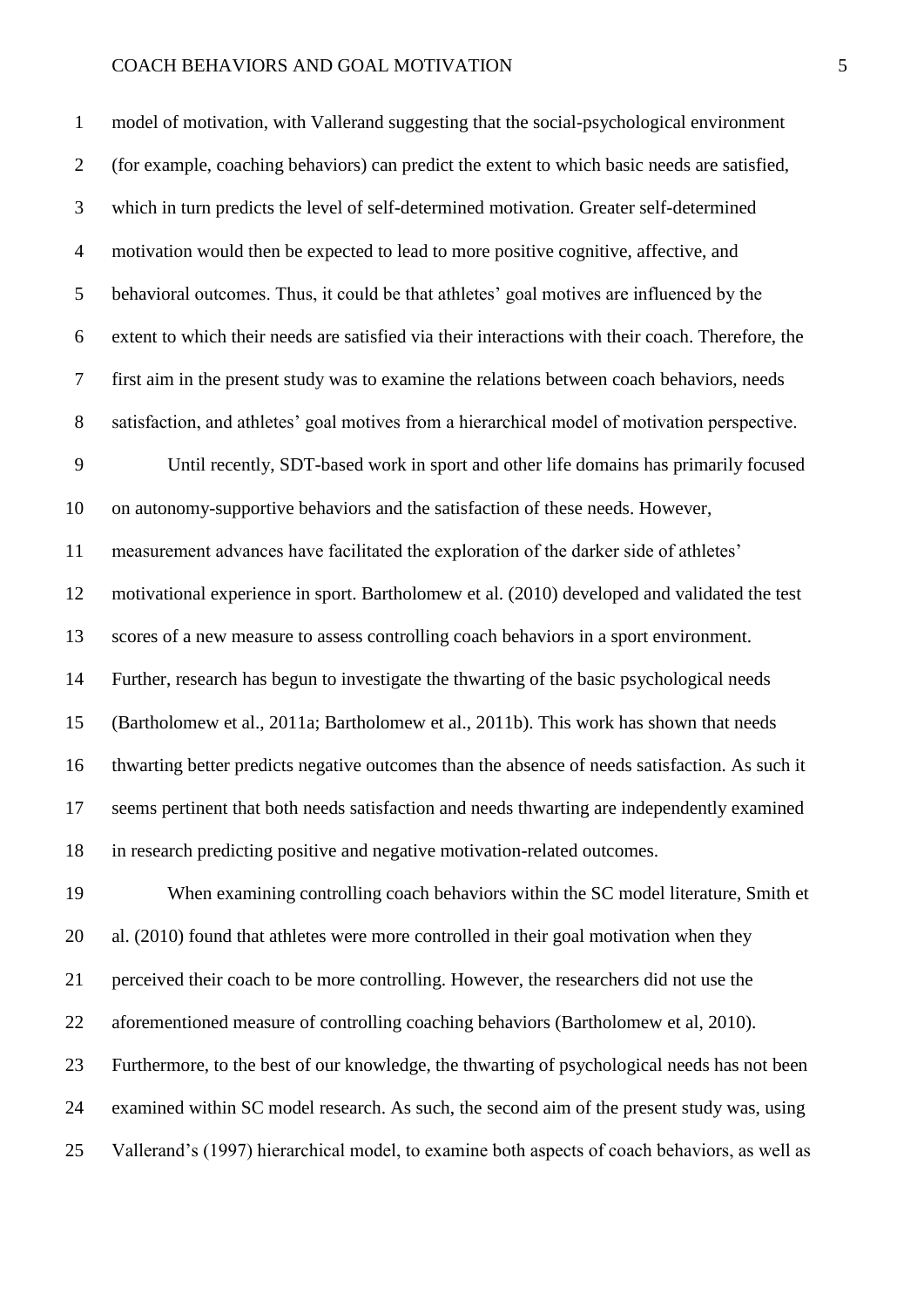model of motivation, with Vallerand suggesting that the social-psychological environment (for example, coaching behaviors) can predict the extent to which basic needs are satisfied, which in turn predicts the level of self-determined motivation. Greater self-determined motivation would then be expected to lead to more positive cognitive, affective, and behavioral outcomes. Thus, it could be that athletes' goal motives are influenced by the extent to which their needs are satisfied via their interactions with their coach. Therefore, the first aim in the present study was to examine the relations between coach behaviors, needs satisfaction, and athletes' goal motives from a hierarchical model of motivation perspective.

Until recently, SDT-based work in sport and other life domains has primarily focused on autonomy-supportive behaviors and the satisfaction of these needs. However, measurement advances have facilitated the exploration of the darker side of athletes' motivational experience in sport. Bartholomew et al. (2010) developed and validated the test scores of a new measure to assess controlling coach behaviors in a sport environment. Further, research has begun to investigate the thwarting of the basic psychological needs (Bartholomew et al., 2011a; Bartholomew et al., 2011b). This work has shown that needs thwarting better predicts negative outcomes than the absence of needs satisfaction. As such it seems pertinent that both needs satisfaction and needs thwarting are independently examined in research predicting positive and negative motivation-related outcomes.

When examining controlling coach behaviors within the SC model literature, Smith et al. (2010) found that athletes were more controlled in their goal motivation when they perceived their coach to be more controlling. However, the researchers did not use the aforementioned measure of controlling coaching behaviors (Bartholomew et al, 2010). Furthermore, to the best of our knowledge, the thwarting of psychological needs has not been examined within SC model research. As such, the second aim of the present study was, using Vallerand's (1997) hierarchical model, to examine both aspects of coach behaviors, as well as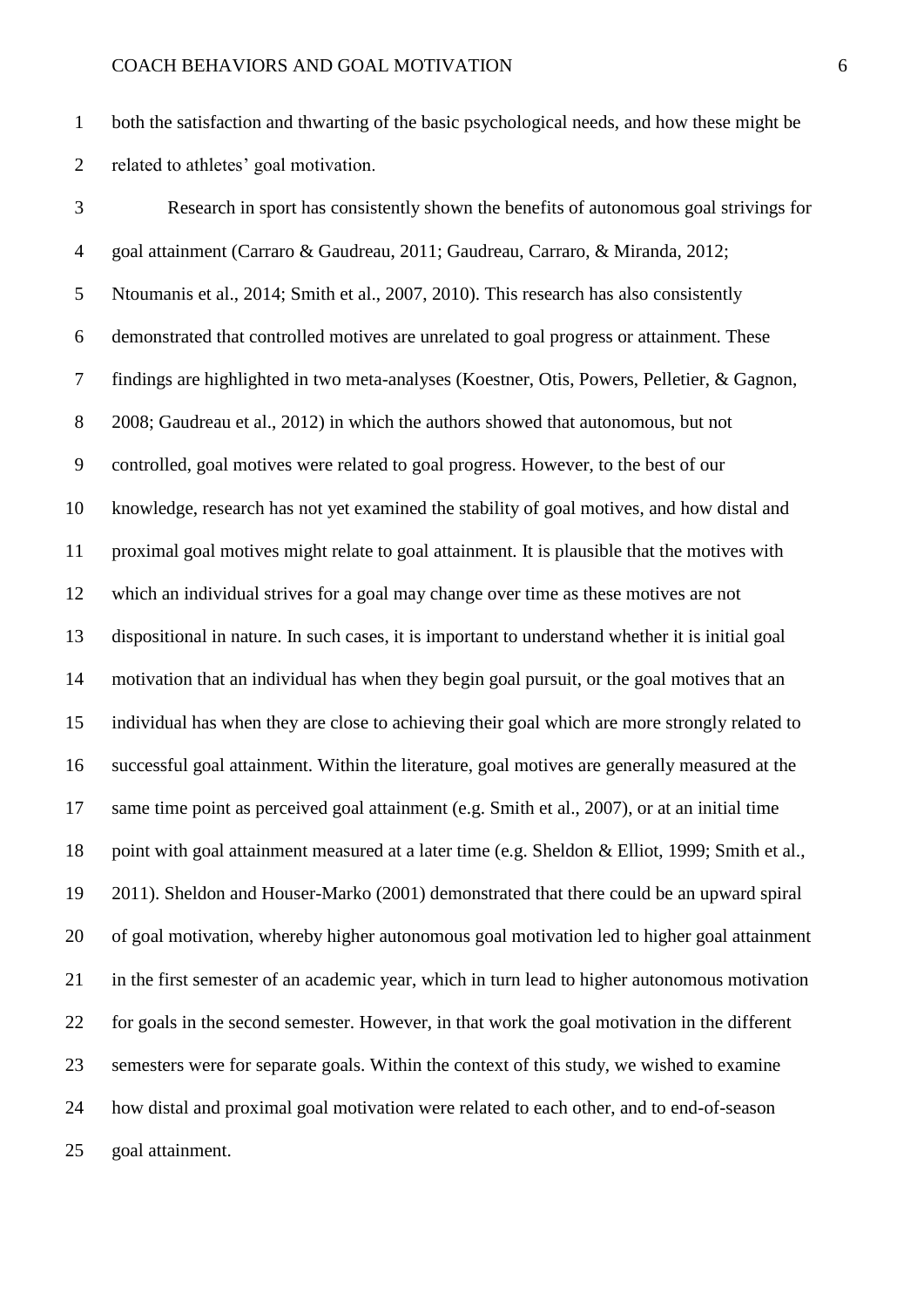both the satisfaction and thwarting of the basic psychological needs, and how these might be related to athletes' goal motivation.

Research in sport has consistently shown the benefits of autonomous goal strivings for goal attainment (Carraro & Gaudreau, 2011; Gaudreau, Carraro, & Miranda, 2012; Ntoumanis et al., 2014; Smith et al., 2007, 2010). This research has also consistently demonstrated that controlled motives are unrelated to goal progress or attainment. These findings are highlighted in two meta-analyses (Koestner, Otis, Powers, Pelletier, & Gagnon, 2008; Gaudreau et al., 2012) in which the authors showed that autonomous, but not controlled, goal motives were related to goal progress. However, to the best of our knowledge, research has not yet examined the stability of goal motives, and how distal and proximal goal motives might relate to goal attainment. It is plausible that the motives with which an individual strives for a goal may change over time as these motives are not dispositional in nature. In such cases, it is important to understand whether it is initial goal motivation that an individual has when they begin goal pursuit, or the goal motives that an individual has when they are close to achieving their goal which are more strongly related to successful goal attainment. Within the literature, goal motives are generally measured at the same time point as perceived goal attainment (e.g. Smith et al., 2007), or at an initial time point with goal attainment measured at a later time (e.g. Sheldon & Elliot, 1999; Smith et al., 2011). Sheldon and Houser-Marko (2001) demonstrated that there could be an upward spiral of goal motivation, whereby higher autonomous goal motivation led to higher goal attainment in the first semester of an academic year, which in turn lead to higher autonomous motivation for goals in the second semester. However, in that work the goal motivation in the different semesters were for separate goals. Within the context of this study, we wished to examine how distal and proximal goal motivation were related to each other, and to end-of-season goal attainment.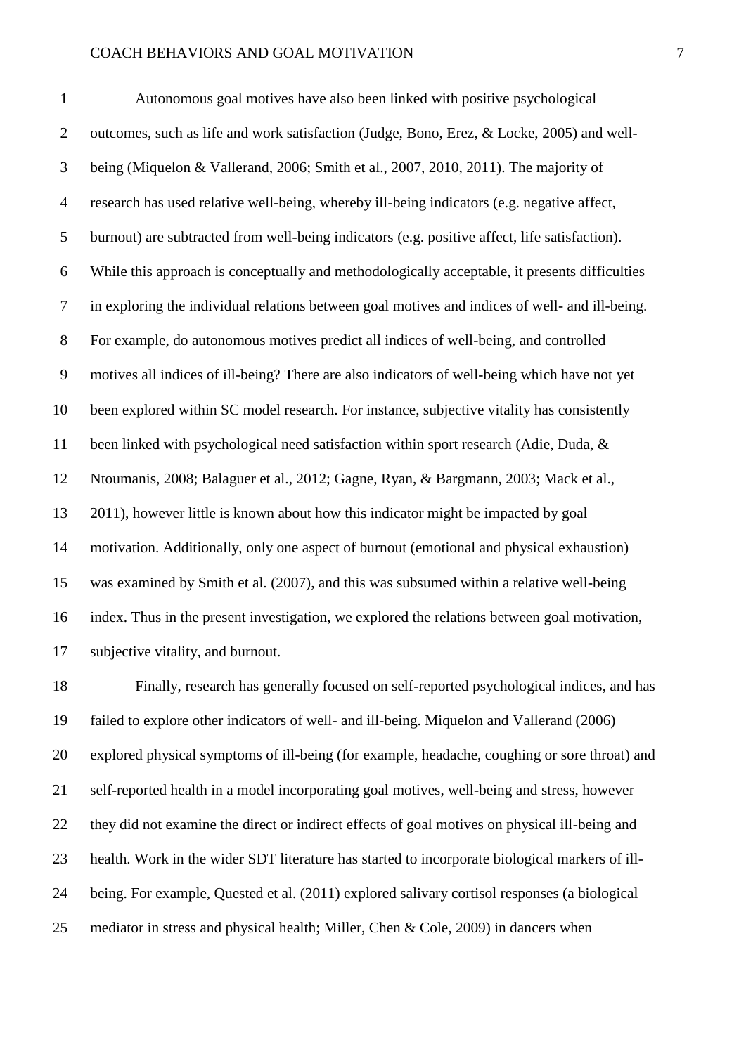Autonomous goal motives have also been linked with positive psychological outcomes, such as life and work satisfaction (Judge, Bono, Erez, & Locke, 2005) and well-being (Miquelon & Vallerand, 2006; Smith et al., 2007, 2010, 2011). The majority of research has used relative well-being, whereby ill-being indicators (e.g. negative affect, burnout) are subtracted from well-being indicators (e.g. positive affect, life satisfaction). While this approach is conceptually and methodologically acceptable, it presents difficulties in exploring the individual relations between goal motives and indices of well- and ill-being. For example, do autonomous motives predict all indices of well-being, and controlled motives all indices of ill-being? There are also indicators of well-being which have not yet been explored within SC model research. For instance, subjective vitality has consistently been linked with psychological need satisfaction within sport research (Adie, Duda, & Ntoumanis, 2008; Balaguer et al., 2012; Gagne, Ryan, & Bargmann, 2003; Mack et al., 2011), however little is known about how this indicator might be impacted by goal motivation. Additionally, only one aspect of burnout (emotional and physical exhaustion) was examined by Smith et al. (2007), and this was subsumed within a relative well-being index. Thus in the present investigation, we explored the relations between goal motivation, subjective vitality, and burnout.

Finally, research has generally focused on self-reported psychological indices, and has failed to explore other indicators of well- and ill-being. Miquelon and Vallerand (2006) explored physical symptoms of ill-being (for example, headache, coughing or sore throat) and self-reported health in a model incorporating goal motives, well-being and stress, however they did not examine the direct or indirect effects of goal motives on physical ill-being and health. Work in the wider SDT literature has started to incorporate biological markers of ill-being. For example, Quested et al. (2011) explored salivary cortisol responses (a biological mediator in stress and physical health; Miller, Chen & Cole, 2009) in dancers when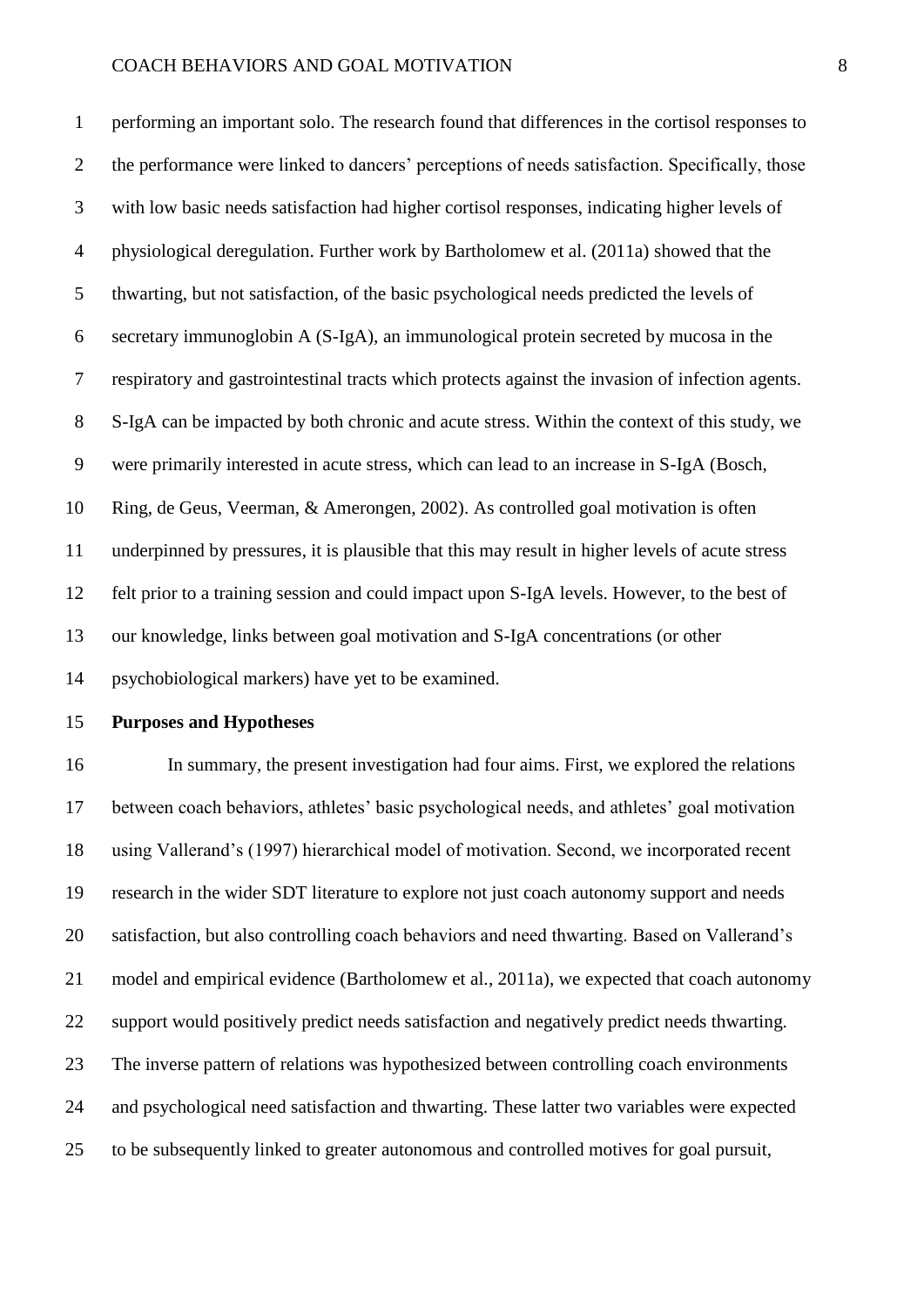performing an important solo. The research found that differences in the cortisol responses to the performance were linked to dancers' perceptions of needs satisfaction. Specifically, those with low basic needs satisfaction had higher cortisol responses, indicating higher levels of physiological deregulation. Further work by Bartholomew et al. (2011a) showed that the thwarting, but not satisfaction, of the basic psychological needs predicted the levels of secretary immunoglobin A (S-IgA), an immunological protein secreted by mucosa in the respiratory and gastrointestinal tracts which protects against the invasion of infection agents. S-IgA can be impacted by both chronic and acute stress. Within the context of this study, we were primarily interested in acute stress, which can lead to an increase in S-IgA (Bosch, Ring, de Geus, Veerman, & Amerongen, 2002). As controlled goal motivation is often underpinned by pressures, it is plausible that this may result in higher levels of acute stress felt prior to a training session and could impact upon S-IgA levels. However, to the best of our knowledge, links between goal motivation and S-IgA concentrations (or other psychobiological markers) have yet to be examined.

**Purposes and Hypotheses**

In summary, the present investigation had four aims. First, we explored the relations between coach behaviors, athletes' basic psychological needs, and athletes' goal motivation using Vallerand's (1997) hierarchical model of motivation. Second, we incorporated recent research in the wider SDT literature to explore not just coach autonomy support and needs satisfaction, but also controlling coach behaviors and need thwarting. Based on Vallerand's model and empirical evidence (Bartholomew et al., 2011a), we expected that coach autonomy support would positively predict needs satisfaction and negatively predict needs thwarting. The inverse pattern of relations was hypothesized between controlling coach environments and psychological need satisfaction and thwarting. These latter two variables were expected to be subsequently linked to greater autonomous and controlled motives for goal pursuit,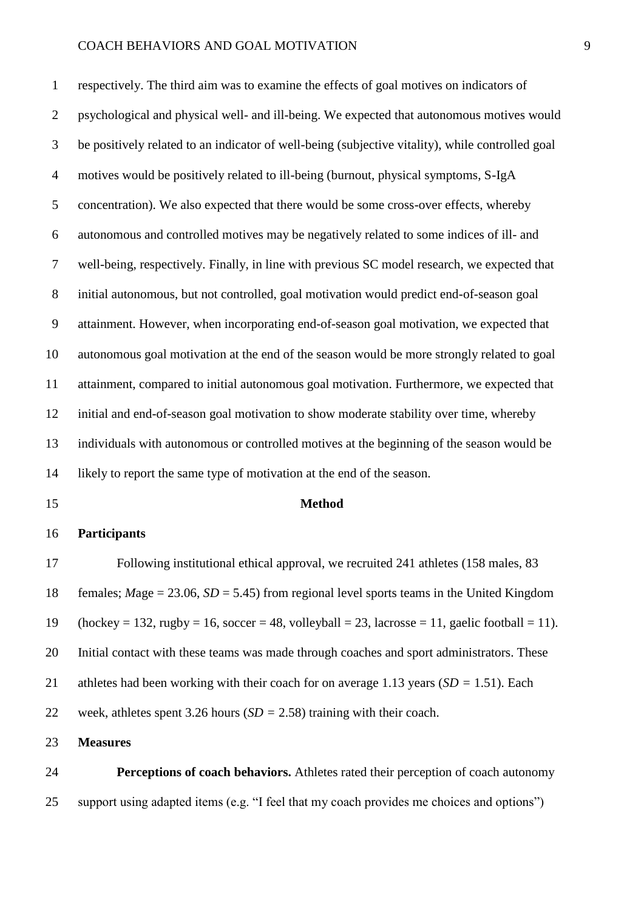respectively. The third aim was to examine the effects of goal motives on indicators of psychological and physical well- and ill-being. We expected that autonomous motives would be positively related to an indicator of well-being (subjective vitality), while controlled goal motives would be positively related to ill-being (burnout, physical symptoms, S-IgA concentration). We also expected that there would be some cross-over effects, whereby autonomous and controlled motives may be negatively related to some indices of ill- and well-being, respectively. Finally, in line with previous SC model research, we expected that initial autonomous, but not controlled, goal motivation would predict end-of-season goal attainment. However, when incorporating end-of-season goal motivation, we expected that autonomous goal motivation at the end of the season would be more strongly related to goal attainment, compared to initial autonomous goal motivation. Furthermore, we expected that initial and end-of-season goal motivation to show moderate stability over time, whereby individuals with autonomous or controlled motives at the beginning of the season would be likely to report the same type of motivation at the end of the season.

# Method

## Participants

Following institutional ethical approval, we recruited 241 athletes (158 males, 83 females; *M*age = 23.06, *SD* = 5.45) from regional level sports teams in the United Kingdom (hockey = 132, rugby = 16, soccer = 48, volleyball = 23, lacrosse = 11, gaelic football = 11). Initial contact with these teams was made through coaches and sport administrators. These athletes had been working with their coach for on average 1.13 years (*SD* = 1.51). Each week, athletes spent 3.26 hours (*SD* = 2.58) training with their coach.

## Measures

**Perceptions of coach behaviors.** Athletes rated their perception of coach autonomy support using adapted items (e.g. "I feel that my coach provides me choices and options")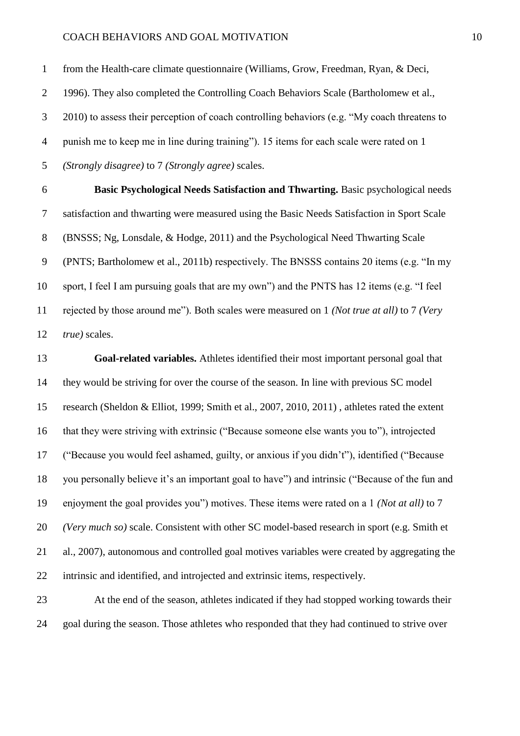from the Health-care climate questionnaire (Williams, Grow, Freedman, Ryan, & Deci, 1996). They also completed the Controlling Coach Behaviors Scale (Bartholomew et al., 2010) to assess their perception of coach controlling behaviors (e.g. "My coach threatens to punish me to keep me in line during training"). 15 items for each scale were rated on 1 *(Strongly disagree)* to 7 *(Strongly agree)* scales.

**Basic Psychological Needs Satisfaction and Thwarting.** Basic psychological needs satisfaction and thwarting were measured using the Basic Needs Satisfaction in Sport Scale (BNSSS; Ng, Lonsdale, & Hodge, 2011) and the Psychological Need Thwarting Scale (PNTS; Bartholomew et al., 2011b) respectively. The BNSSS contains 20 items (e.g. "In my sport, I feel I am pursuing goals that are my own") and the PNTS has 12 items (e.g. "I feel rejected by those around me"). Both scales were measured on 1 *(Not true at all)* to 7 *(Very true)* scales.

**Goal-related variables.** Athletes identified their most important personal goal that they would be striving for over the course of the season. In line with previous SC model research (Sheldon & Elliot, 1999; Smith et al., 2007, 2010, 2011) , athletes rated the extent that they were striving with extrinsic ("Because someone else wants you to"), introjected ("Because you would feel ashamed, guilty, or anxious if you didn't"), identified ("Because you personally believe it's an important goal to have") and intrinsic ("Because of the fun and enjoyment the goal provides you") motives. These items were rated on a 1 *(Not at all)* to 7 *(Very much so)* scale. Consistent with other SC model-based research in sport (e.g. Smith et al., 2007), autonomous and controlled goal motives variables were created by aggregating the intrinsic and identified, and introjected and extrinsic items, respectively.

At the end of the season, athletes indicated if they had stopped working towards their goal during the season. Those athletes who responded that they had continued to strive over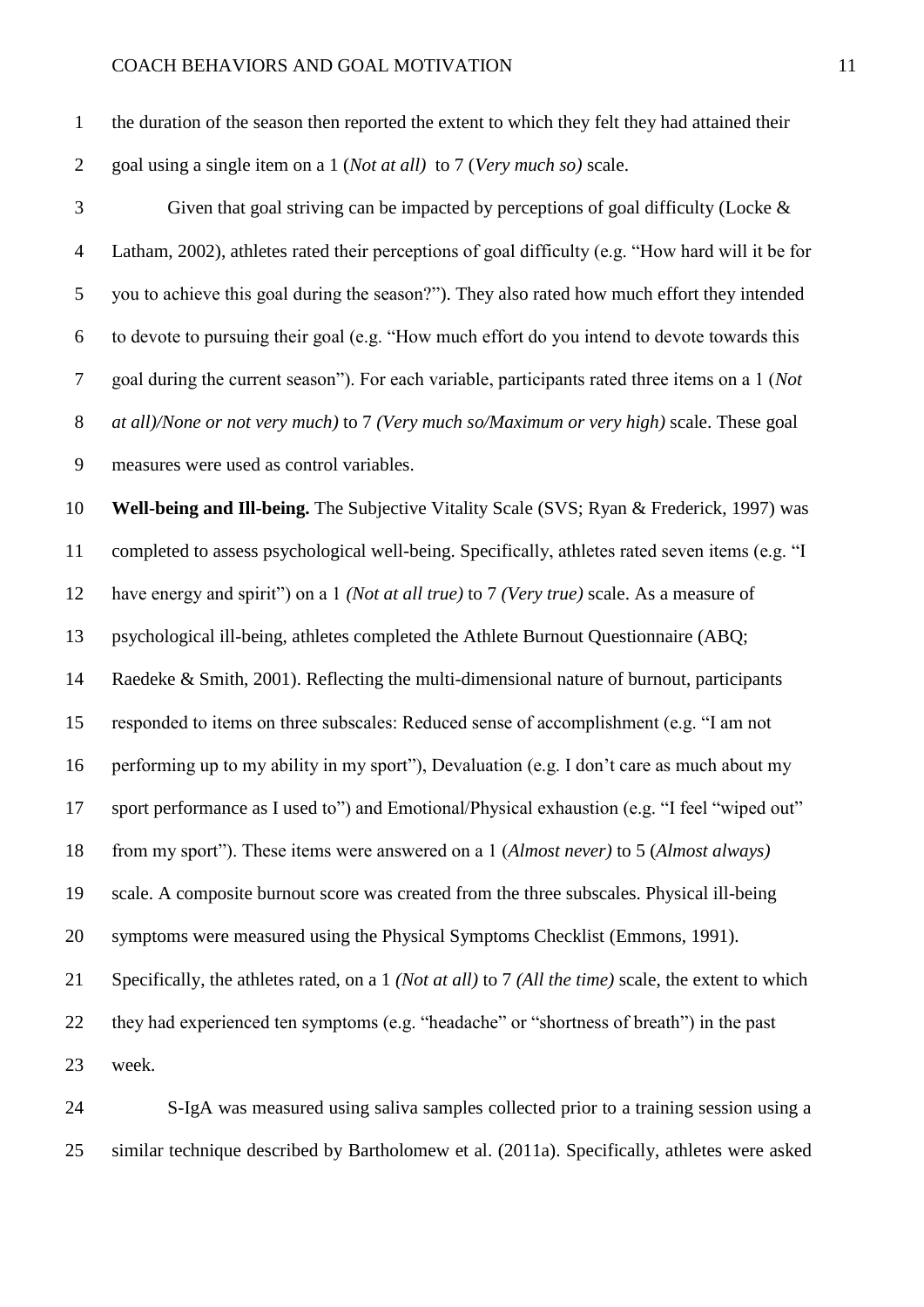the duration of the season then reported the extent to which they felt they had attained their goal using a single item on a 1 (*Not at all)* to 7 (*Very much so)* scale.

Given that goal striving can be impacted by perceptions of goal difficulty (Locke & Latham, 2002), athletes rated their perceptions of goal difficulty (e.g. "How hard will it be for you to achieve this goal during the season?"). They also rated how much effort they intended to devote to pursuing their goal (e.g. "How much effort do you intend to devote towards this goal during the current season"). For each variable, participants rated three items on a 1 (*Not at all)/None or not very much)* to 7 *(Very much so/Maximum or very high)* scale. These goal measures were used as control variables.

**Well-being and Ill-being.** The Subjective Vitality Scale (SVS; Ryan & Frederick, 1997) was completed to assess psychological well-being. Specifically, athletes rated seven items (e.g. "I have energy and spirit") on a 1 *(Not at all true)* to 7 *(Very true)* scale. As a measure of psychological ill-being, athletes completed the Athlete Burnout Questionnaire (ABQ; Raedeke & Smith, 2001). Reflecting the multi-dimensional nature of burnout, participants responded to items on three subscales: Reduced sense of accomplishment (e.g. "I am not performing up to my ability in my sport"), Devaluation (e.g. I don't care as much about my sport performance as I used to") and Emotional/Physical exhaustion (e.g. "I feel "wiped out" from my sport"). These items were answered on a 1 (*Almost never)* to 5 (*Almost always)* scale. A composite burnout score was created from the three subscales. Physical ill-being symptoms were measured using the Physical Symptoms Checklist (Emmons, 1991). Specifically, the athletes rated, on a 1 *(Not at all)* to 7 *(All the time)* scale, the extent to which they had experienced ten symptoms (e.g. "headache" or "shortness of breath") in the past week.

S-IgA was measured using saliva samples collected prior to a training session using a similar technique described by Bartholomew et al. (2011a). Specifically, athletes were asked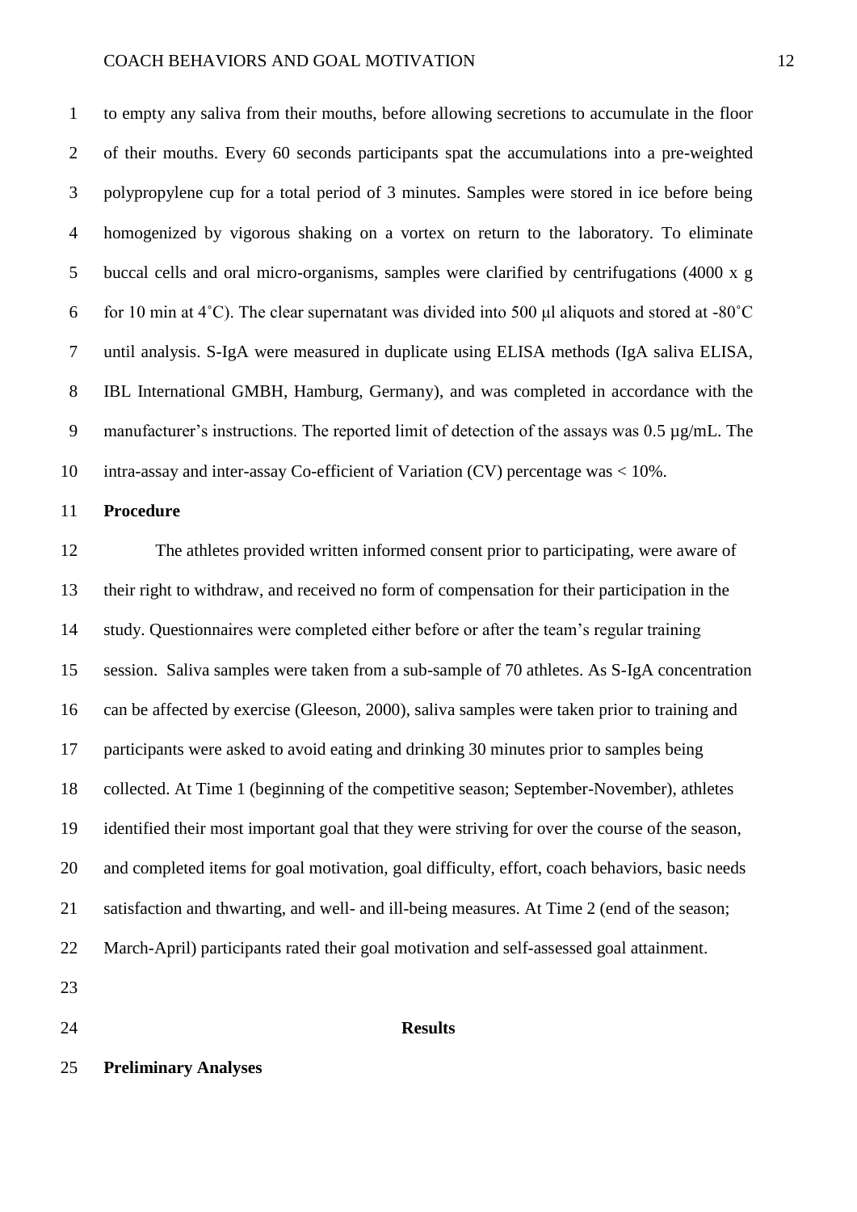to empty any saliva from their mouths, before allowing secretions to accumulate in the floor of their mouths. Every 60 seconds participants spat the accumulations into a pre-weighted polypropylene cup for a total period of 3 minutes. Samples were stored in ice before being homogenized by vigorous shaking on a vortex on return to the laboratory. To eliminate buccal cells and oral micro-organisms, samples were clarified by centrifugations (4000 x g for 10 min at 4˚C). The clear supernatant was divided into 500 µl aliquots and stored at -80˚C until analysis. S-IgA were measured in duplicate using ELISA methods (IgA saliva ELISA, IBL International GMBH, Hamburg, Germany), and was completed in accordance with the manufacturer's instructions. The reported limit of detection of the assays was 0.5 µg/mL. The intra-assay and inter-assay Co-efficient of Variation (CV) percentage was < 10%.

**Procedure**

The athletes provided written informed consent prior to participating, were aware of their right to withdraw, and received no form of compensation for their participation in the study. Questionnaires were completed either before or after the team's regular training session. Saliva samples were taken from a sub-sample of 70 athletes. As S-IgA concentration can be affected by exercise (Gleeson, 2000), saliva samples were taken prior to training and participants were asked to avoid eating and drinking 30 minutes prior to samples being collected. At Time 1 (beginning of the competitive season; September-November), athletes identified their most important goal that they were striving for over the course of the season, and completed items for goal motivation, goal difficulty, effort, coach behaviors, basic needs satisfaction and thwarting, and well- and ill-being measures. At Time 2 (end of the season; March-April) participants rated their goal motivation and self-assessed goal attainment.

## Results

**Preliminary Analyses**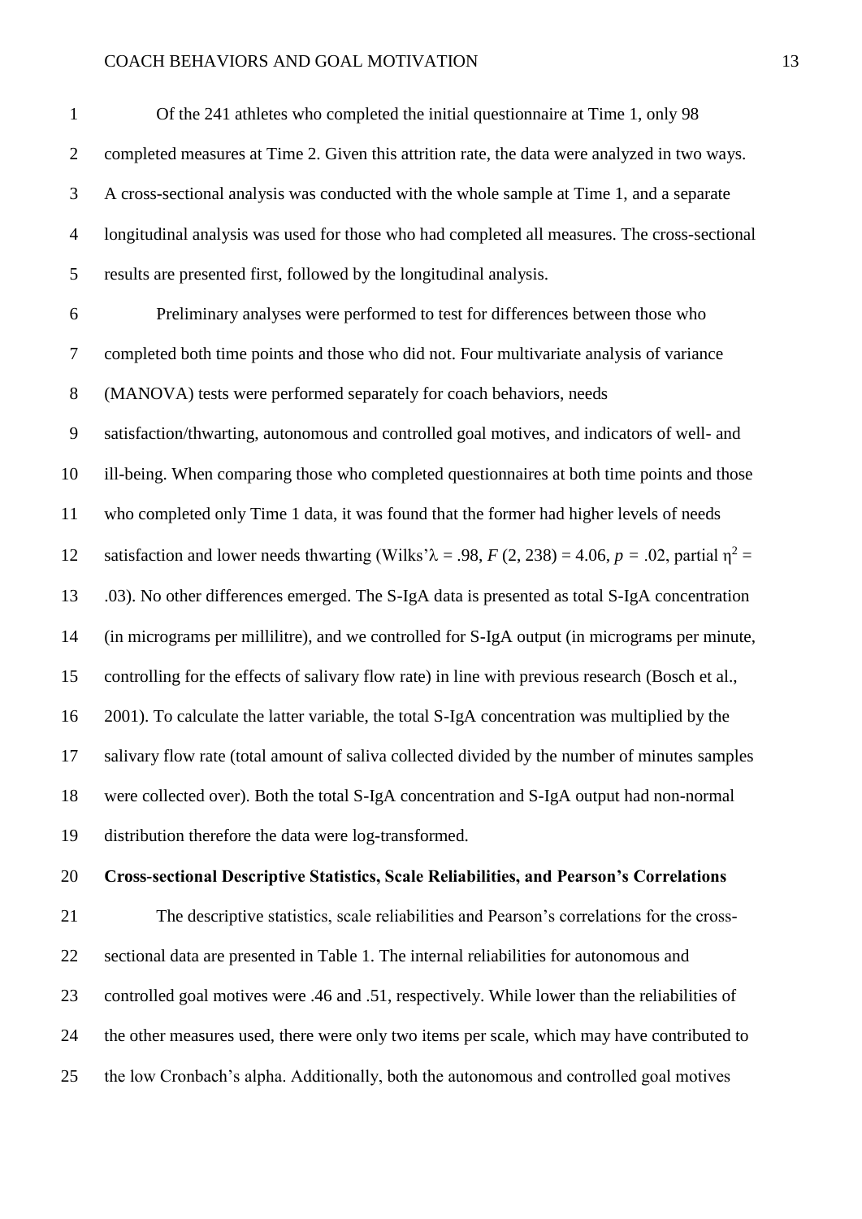Of the 241 athletes who completed the initial questionnaire at Time 1, only 98 completed measures at Time 2. Given this attrition rate, the data were analyzed in two ways. A cross-sectional analysis was conducted with the whole sample at Time 1, and a separate longitudinal analysis was used for those who had completed all measures. The cross-sectional results are presented first, followed by the longitudinal analysis.

Preliminary analyses were performed to test for differences between those who completed both time points and those who did not. Four multivariate analysis of variance (MANOVA) tests were performed separately for coach behaviors, needs satisfaction/thwarting, autonomous and controlled goal motives, and indicators of well- and ill-being. When comparing those who completed questionnaires at both time points and those who completed only Time 1 data, it was found that the former had higher levels of needs satisfaction and lower needs thwarting (Wilks'$\lambda$ = .98, $F$ (2, 238) = 4.06, $p$ = .02, partial $\eta^2$ = .03). No other differences emerged. The S-IgA data is presented as total S-IgA concentration (in micrograms per millilitre), and we controlled for S-IgA output (in micrograms per minute, controlling for the effects of salivary flow rate) in line with previous research (Bosch et al., 2001). To calculate the latter variable, the total S-IgA concentration was multiplied by the salivary flow rate (total amount of saliva collected divided by the number of minutes samples were collected over). Both the total S-IgA concentration and S-IgA output had non-normal distribution therefore the data were log-transformed.

## Cross-sectional Descriptive Statistics, Scale Reliabilities, and Pearson's Correlations

The descriptive statistics, scale reliabilities and Pearson's correlations for the cross-sectional data are presented in Table 1. The internal reliabilities for autonomous and controlled goal motives were .46 and .51, respectively. While lower than the reliabilities of the other measures used, there were only two items per scale, which may have contributed to the low Cronbach's alpha. Additionally, both the autonomous and controlled goal motives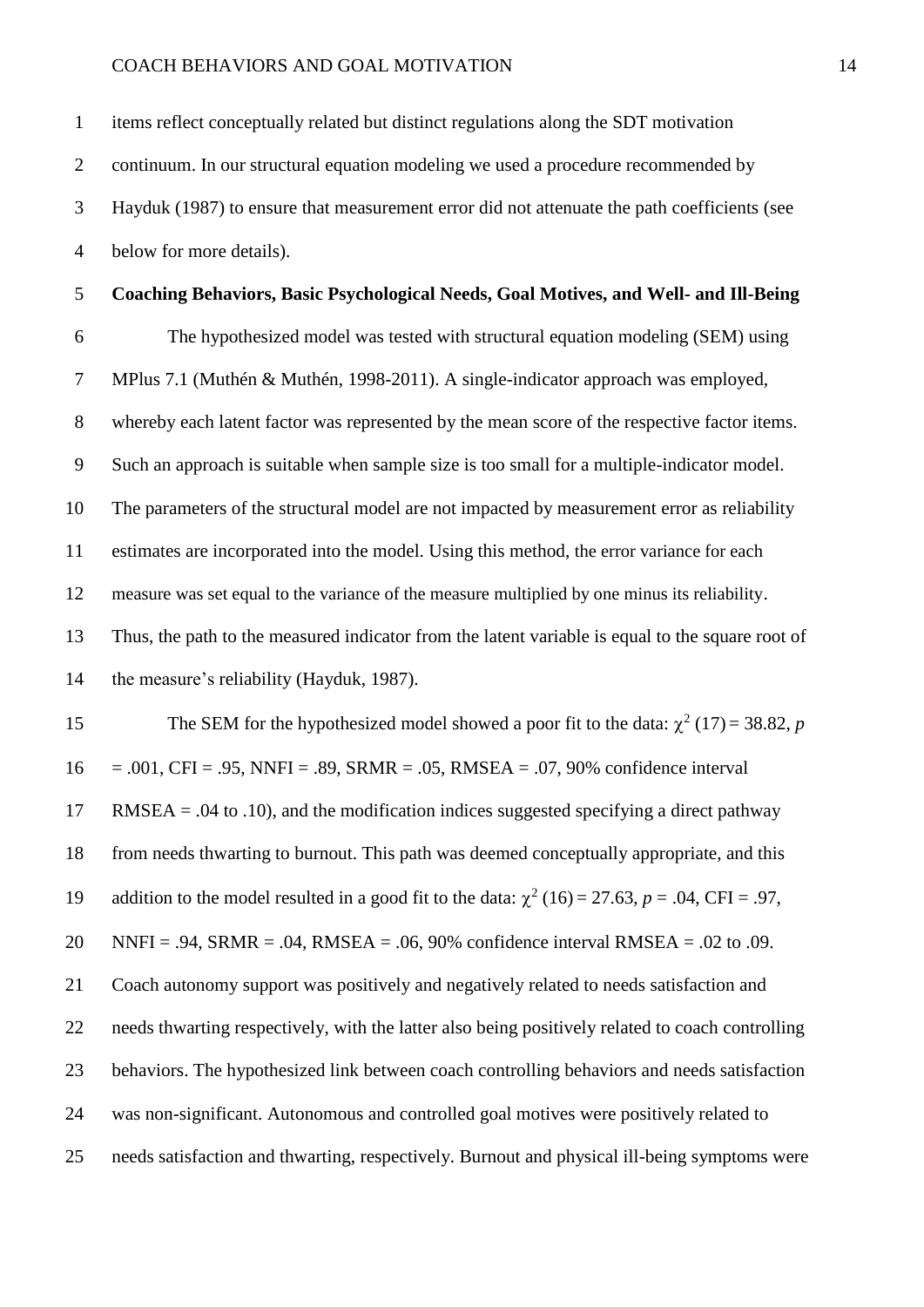items reflect conceptually related but distinct regulations along the SDT motivation continuum. In our structural equation modeling we used a procedure recommended by Hayduk (1987) to ensure that measurement error did not attenuate the path coefficients (see below for more details).

**Coaching Behaviors, Basic Psychological Needs, Goal Motives, and Well- and Ill-Being**

The hypothesized model was tested with structural equation modeling (SEM) using MPlus 7.1 (Muthén & Muthén, 1998-2011). A single-indicator approach was employed, whereby each latent factor was represented by the mean score of the respective factor items. Such an approach is suitable when sample size is too small for a multiple-indicator model. The parameters of the structural model are not impacted by measurement error as reliability estimates are incorporated into the model. Using this method, the error variance for each measure was set equal to the variance of the measure multiplied by one minus its reliability. Thus, the path to the measured indicator from the latent variable is equal to the square root of the measure's reliability (Hayduk, 1987).

The SEM for the hypothesized model showed a poor fit to the data: $\chi^2$ (17) = 38.82, *p* = .001, CFI = .95, NNFI = .89, SRMR = .05, RMSEA = .07, 90% confidence interval RMSEA = .04 to .10), and the modification indices suggested specifying a direct pathway from needs thwarting to burnout. This path was deemed conceptually appropriate, and this addition to the model resulted in a good fit to the data: $\chi^2$ (16) = 27.63, *p* = .04, CFI = .97, NNFI = .94, SRMR = .04, RMSEA = .06, 90% confidence interval RMSEA = .02 to .09. Coach autonomy support was positively and negatively related to needs satisfaction and needs thwarting respectively, with the latter also being positively related to coach controlling behaviors. The hypothesized link between coach controlling behaviors and needs satisfaction was non-significant. Autonomous and controlled goal motives were positively related to needs satisfaction and thwarting, respectively. Burnout and physical ill-being symptoms were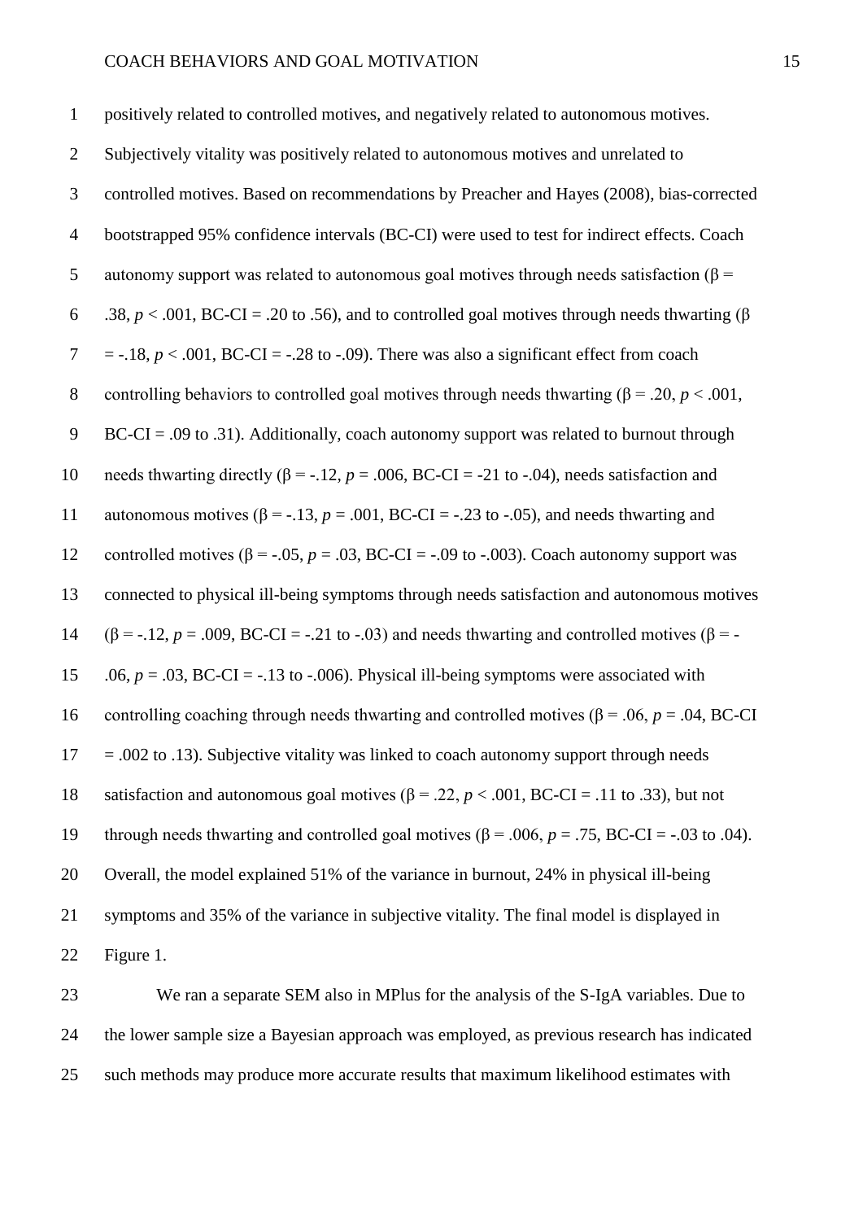positively related to controlled motives, and negatively related to autonomous motives. Subjectively vitality was positively related to autonomous motives and unrelated to controlled motives. Based on recommendations by Preacher and Hayes (2008), bias-corrected bootstrapped 95% confidence intervals (BC-CI) were used to test for indirect effects. Coach autonomy support was related to autonomous goal motives through needs satisfaction ($\beta$ = .38, $p$ < .001, BC-CI = .20 to .56), and to controlled goal motives through needs thwarting ($\beta$ = -.18, $p$ < .001, BC-CI = -.28 to -.09). There was also a significant effect from coach controlling behaviors to controlled goal motives through needs thwarting ($\beta$ = .20, $p$ < .001, BC-CI = .09 to .31). Additionally, coach autonomy support was related to burnout through needs thwarting directly ($\beta$ = -.12, $p$ = .006, BC-CI = -21 to -.04), needs satisfaction and autonomous motives ($\beta$ = -.13, $p$ = .001, BC-CI = -.23 to -.05), and needs thwarting and controlled motives ($\beta$ = -.05, $p$ = .03, BC-CI = -.09 to -.003). Coach autonomy support was connected to physical ill-being symptoms through needs satisfaction and autonomous motives ($\beta$ = -.12, $p$ = .009, BC-CI = -.21 to -.03) and needs thwarting and controlled motives ($\beta$ = -.06, $p$ = .03, BC-CI = -.13 to -.006). Physical ill-being symptoms were associated with controlling coaching through needs thwarting and controlled motives ($\beta$ = .06, $p$ = .04, BC-CI = .002 to .13). Subjective vitality was linked to coach autonomy support through needs satisfaction and autonomous goal motives ($\beta$ = .22, $p$ < .001, BC-CI = .11 to .33), but not through needs thwarting and controlled goal motives ($\beta$ = .006, $p$ = .75, BC-CI = -.03 to .04). Overall, the model explained 51% of the variance in burnout, 24% in physical ill-being symptoms and 35% of the variance in subjective vitality. The final model is displayed in Figure 1.

We ran a separate SEM also in MPlus for the analysis of the S-IgA variables. Due to the lower sample size a Bayesian approach was employed, as previous research has indicated such methods may produce more accurate results that maximum likelihood estimates with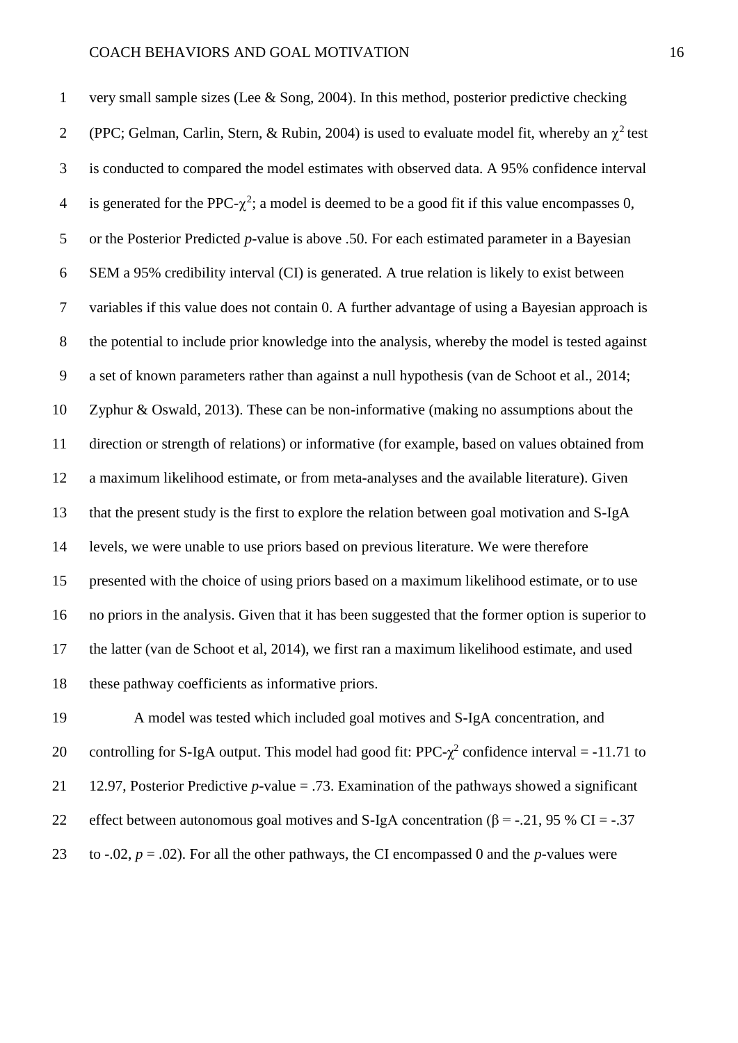very small sample sizes (Lee & Song, 2004). In this method, posterior predictive checking (PPC; Gelman, Carlin, Stern, & Rubin, 2004) is used to evaluate model fit, whereby an $\chi^2$ test is conducted to compared the model estimates with observed data. A 95% confidence interval is generated for the PPC-$\chi^2$; a model is deemed to be a good fit if this value encompasses 0, or the Posterior Predicted *p*-value is above .50. For each estimated parameter in a Bayesian SEM a 95% credibility interval (CI) is generated. A true relation is likely to exist between variables if this value does not contain 0. A further advantage of using a Bayesian approach is the potential to include prior knowledge into the analysis, whereby the model is tested against a set of known parameters rather than against a null hypothesis (van de Schoot et al., 2014; Zyphur & Oswald, 2013). These can be non-informative (making no assumptions about the direction or strength of relations) or informative (for example, based on values obtained from a maximum likelihood estimate, or from meta-analyses and the available literature). Given that the present study is the first to explore the relation between goal motivation and S-IgA levels, we were unable to use priors based on previous literature. We were therefore presented with the choice of using priors based on a maximum likelihood estimate, or to use no priors in the analysis. Given that it has been suggested that the former option is superior to the latter (van de Schoot et al, 2014), we first ran a maximum likelihood estimate, and used these pathway coefficients as informative priors.

A model was tested which included goal motives and S-IgA concentration, and controlling for S-IgA output. This model had good fit: PPC-$\chi^2$ confidence interval = -11.71 to 12.97, Posterior Predictive *p*-value = .73. Examination of the pathways showed a significant effect between autonomous goal motives and S-IgA concentration ($\beta$ = -.21, 95 % CI = -.37 to -.02, $p$ = .02). For all the other pathways, the CI encompassed 0 and the *p*-values were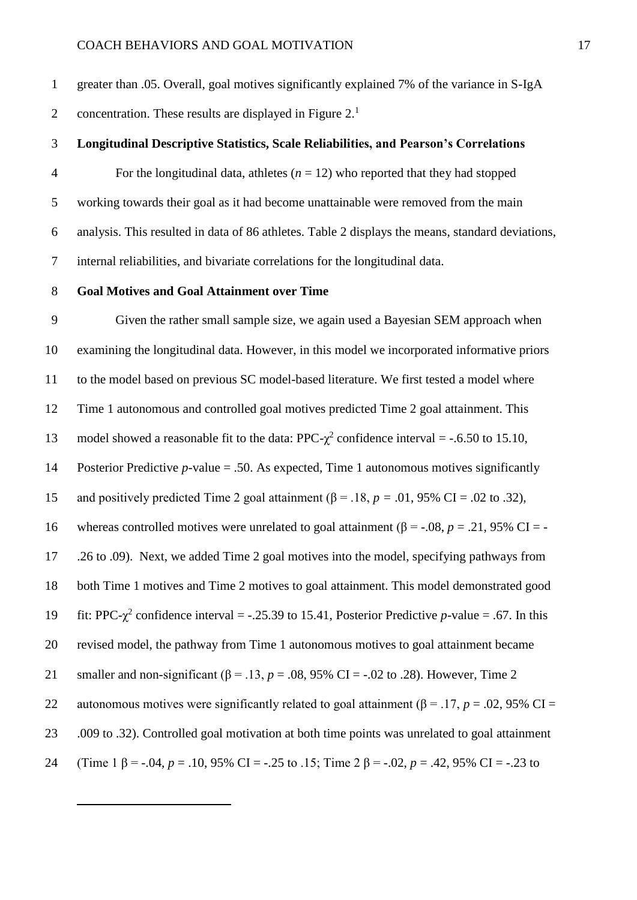greater than .05. Overall, goal motives significantly explained 7% of the variance in S-IgA concentration. These results are displayed in Figure 2.[1]

**Longitudinal Descriptive Statistics, Scale Reliabilities, and Pearson's Correlations**

For the longitudinal data, athletes ($n$ = 12) who reported that they had stopped working towards their goal as it had become unattainable were removed from the main analysis. This resulted in data of 86 athletes. Table 2 displays the means, standard deviations, internal reliabilities, and bivariate correlations for the longitudinal data.

**Goal Motives and Goal Attainment over Time**

Given the rather small sample size, we again used a Bayesian SEM approach when examining the longitudinal data. However, in this model we incorporated informative priors to the model based on previous SC model-based literature. We first tested a model where Time 1 autonomous and controlled goal motives predicted Time 2 goal attainment. This model showed a reasonable fit to the data: PPC-$\chi^2$ confidence interval = -.6.50 to 15.10, Posterior Predictive $p$-value = .50. As expected, Time 1 autonomous motives significantly and positively predicted Time 2 goal attainment ($\beta$ = .18, $p$ = .01, 95% CI = .02 to .32), whereas controlled motives were unrelated to goal attainment ($\beta$ = -.08, $p$ = .21, 95% CI = -.26 to .09). Next, we added Time 2 goal motives into the model, specifying pathways from both Time 1 motives and Time 2 motives to goal attainment. This model demonstrated good fit: PPC-$\chi^2$ confidence interval = -.25.39 to 15.41, Posterior Predictive $p$-value = .67. In this revised model, the pathway from Time 1 autonomous motives to goal attainment became smaller and non-significant ($\beta$ = .13, $p$ = .08, 95% CI = -.02 to .28). However, Time 2 autonomous motives were significantly related to goal attainment ($\beta$ = .17, $p$ = .02, 95% CI = .009 to .32). Controlled goal motivation at both time points was unrelated to goal attainment (Time 1 $\beta$ = -.04, $p$ = .10, 95% CI = -.25 to .15; Time 2 $\beta$ = -.02, $p$ = .42, 95% CI = -.23 to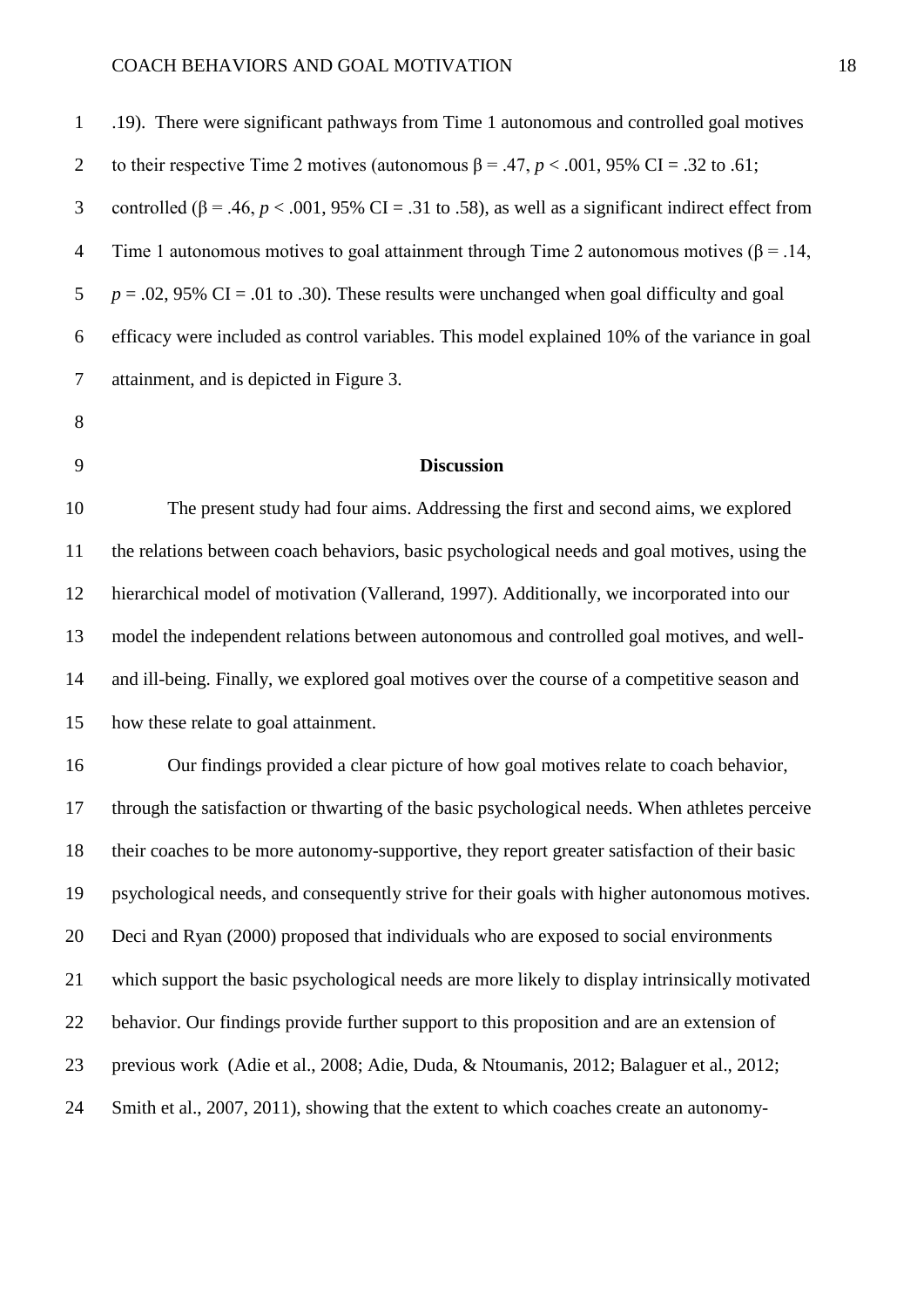.19). There were significant pathways from Time 1 autonomous and controlled goal motives to their respective Time 2 motives (autonomous $\beta = .47$, $p < .001$, 95% CI = .32 to .61; controlled ($\beta = .46$, $p < .001$, 95% CI = .31 to .58), as well as a significant indirect effect from Time 1 autonomous motives to goal attainment through Time 2 autonomous motives ($\beta = .14$, $p = .02$, 95% CI = .01 to .30). These results were unchanged when goal difficulty and goal efficacy were included as control variables. This model explained 10% of the variance in goal attainment, and is depicted in Figure 3.

## Discussion

The present study had four aims. Addressing the first and second aims, we explored the relations between coach behaviors, basic psychological needs and goal motives, using the hierarchical model of motivation (Vallerand, 1997). Additionally, we incorporated into our model the independent relations between autonomous and controlled goal motives, and well- and ill-being. Finally, we explored goal motives over the course of a competitive season and how these relate to goal attainment.

Our findings provided a clear picture of how goal motives relate to coach behavior, through the satisfaction or thwarting of the basic psychological needs. When athletes perceive their coaches to be more autonomy-supportive, they report greater satisfaction of their basic psychological needs, and consequently strive for their goals with higher autonomous motives. Deci and Ryan (2000) proposed that individuals who are exposed to social environments which support the basic psychological needs are more likely to display intrinsically motivated behavior. Our findings provide further support to this proposition and are an extension of previous work (Adie et al., 2008; Adie, Duda, & Ntoumanis, 2012; Balaguer et al., 2012; Smith et al., 2007, 2011), showing that the extent to which coaches create an autonomy-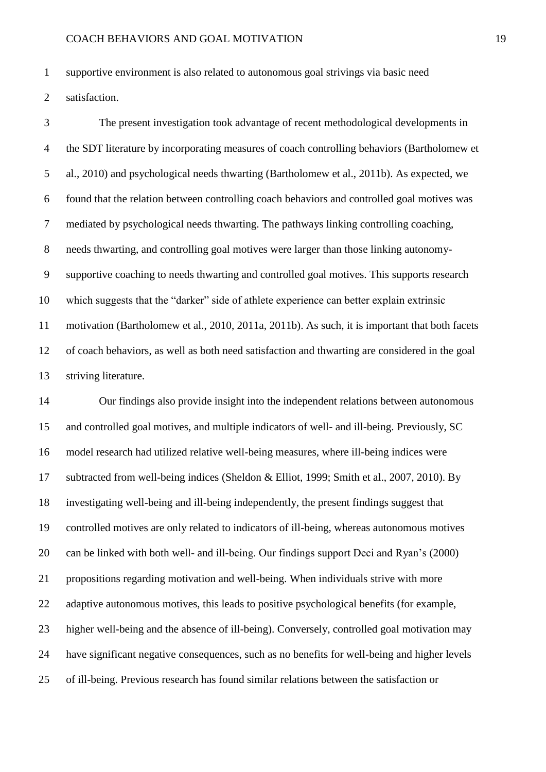supportive environment is also related to autonomous goal strivings via basic need satisfaction.

The present investigation took advantage of recent methodological developments in the SDT literature by incorporating measures of coach controlling behaviors (Bartholomew et al., 2010) and psychological needs thwarting (Bartholomew et al., 2011b). As expected, we found that the relation between controlling coach behaviors and controlled goal motives was mediated by psychological needs thwarting. The pathways linking controlling coaching, needs thwarting, and controlling goal motives were larger than those linking autonomy-supportive coaching to needs thwarting and controlled goal motives. This supports research which suggests that the "darker" side of athlete experience can better explain extrinsic motivation (Bartholomew et al., 2010, 2011a, 2011b). As such, it is important that both facets of coach behaviors, as well as both need satisfaction and thwarting are considered in the goal striving literature.

Our findings also provide insight into the independent relations between autonomous and controlled goal motives, and multiple indicators of well- and ill-being. Previously, SC model research had utilized relative well-being measures, where ill-being indices were subtracted from well-being indices (Sheldon & Elliot, 1999; Smith et al., 2007, 2010). By investigating well-being and ill-being independently, the present findings suggest that controlled motives are only related to indicators of ill-being, whereas autonomous motives can be linked with both well- and ill-being. Our findings support Deci and Ryan's (2000) propositions regarding motivation and well-being. When individuals strive with more adaptive autonomous motives, this leads to positive psychological benefits (for example, higher well-being and the absence of ill-being). Conversely, controlled goal motivation may have significant negative consequences, such as no benefits for well-being and higher levels of ill-being. Previous research has found similar relations between the satisfaction or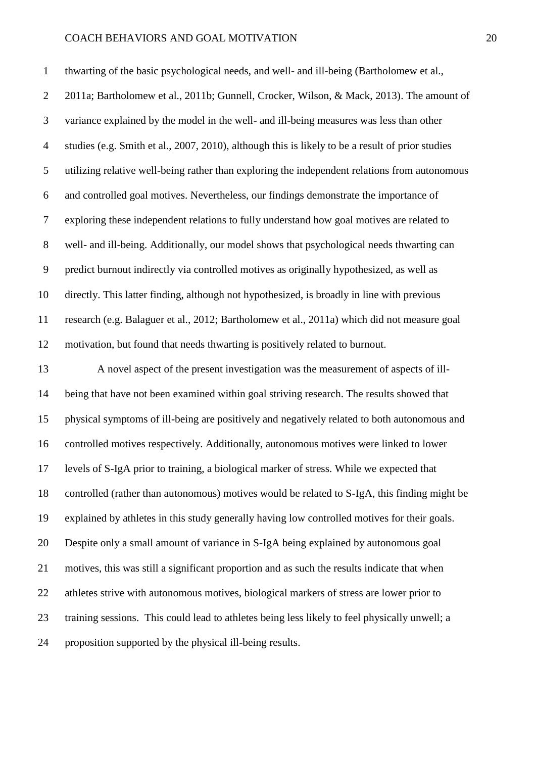thwarting of the basic psychological needs, and well- and ill-being (Bartholomew et al., 2011a; Bartholomew et al., 2011b; Gunnell, Crocker, Wilson, & Mack, 2013). The amount of variance explained by the model in the well- and ill-being measures was less than other studies (e.g. Smith et al., 2007, 2010), although this is likely to be a result of prior studies utilizing relative well-being rather than exploring the independent relations from autonomous and controlled goal motives. Nevertheless, our findings demonstrate the importance of exploring these independent relations to fully understand how goal motives are related to well- and ill-being. Additionally, our model shows that psychological needs thwarting can predict burnout indirectly via controlled motives as originally hypothesized, as well as directly. This latter finding, although not hypothesized, is broadly in line with previous research (e.g. Balaguer et al., 2012; Bartholomew et al., 2011a) which did not measure goal motivation, but found that needs thwarting is positively related to burnout.

A novel aspect of the present investigation was the measurement of aspects of ill-being that have not been examined within goal striving research. The results showed that physical symptoms of ill-being are positively and negatively related to both autonomous and controlled motives respectively. Additionally, autonomous motives were linked to lower levels of S-IgA prior to training, a biological marker of stress. While we expected that controlled (rather than autonomous) motives would be related to S-IgA, this finding might be explained by athletes in this study generally having low controlled motives for their goals. Despite only a small amount of variance in S-IgA being explained by autonomous goal motives, this was still a significant proportion and as such the results indicate that when athletes strive with autonomous motives, biological markers of stress are lower prior to training sessions. This could lead to athletes being less likely to feel physically unwell; a proposition supported by the physical ill-being results.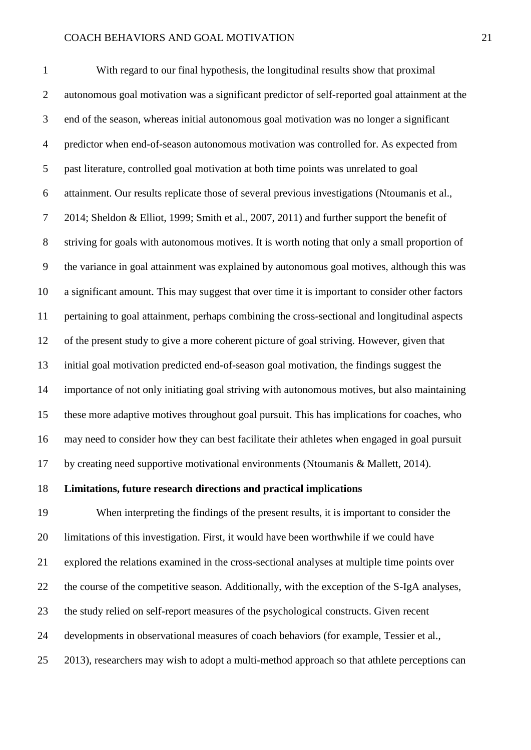With regard to our final hypothesis, the longitudinal results show that proximal autonomous goal motivation was a significant predictor of self-reported goal attainment at the end of the season, whereas initial autonomous goal motivation was no longer a significant predictor when end-of-season autonomous motivation was controlled for. As expected from past literature, controlled goal motivation at both time points was unrelated to goal attainment. Our results replicate those of several previous investigations (Ntoumanis et al., 2014; Sheldon & Elliot, 1999; Smith et al., 2007, 2011) and further support the benefit of striving for goals with autonomous motives. It is worth noting that only a small proportion of the variance in goal attainment was explained by autonomous goal motives, although this was a significant amount. This may suggest that over time it is important to consider other factors pertaining to goal attainment, perhaps combining the cross-sectional and longitudinal aspects of the present study to give a more coherent picture of goal striving. However, given that initial goal motivation predicted end-of-season goal motivation, the findings suggest the importance of not only initiating goal striving with autonomous motives, but also maintaining these more adaptive motives throughout goal pursuit. This has implications for coaches, who may need to consider how they can best facilitate their athletes when engaged in goal pursuit by creating need supportive motivational environments (Ntoumanis & Mallett, 2014).

**Limitations, future research directions and practical implications**

When interpreting the findings of the present results, it is important to consider the limitations of this investigation. First, it would have been worthwhile if we could have explored the relations examined in the cross-sectional analyses at multiple time points over the course of the competitive season. Additionally, with the exception of the S-IgA analyses, the study relied on self-report measures of the psychological constructs. Given recent developments in observational measures of coach behaviors (for example, Tessier et al., 2013), researchers may wish to adopt a multi-method approach so that athlete perceptions can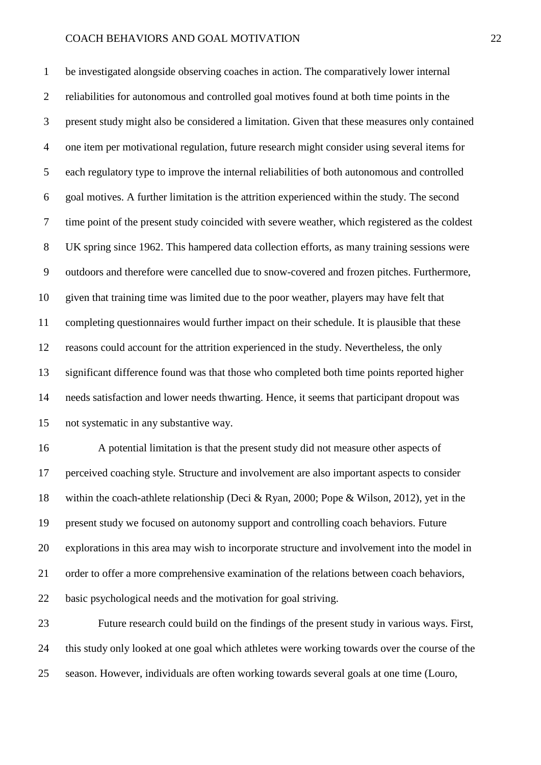be investigated alongside observing coaches in action. The comparatively lower internal reliabilities for autonomous and controlled goal motives found at both time points in the present study might also be considered a limitation. Given that these measures only contained one item per motivational regulation, future research might consider using several items for each regulatory type to improve the internal reliabilities of both autonomous and controlled goal motives. A further limitation is the attrition experienced within the study. The second time point of the present study coincided with severe weather, which registered as the coldest UK spring since 1962. This hampered data collection efforts, as many training sessions were outdoors and therefore were cancelled due to snow-covered and frozen pitches. Furthermore, given that training time was limited due to the poor weather, players may have felt that completing questionnaires would further impact on their schedule. It is plausible that these reasons could account for the attrition experienced in the study. Nevertheless, the only significant difference found was that those who completed both time points reported higher needs satisfaction and lower needs thwarting. Hence, it seems that participant dropout was not systematic in any substantive way.

A potential limitation is that the present study did not measure other aspects of perceived coaching style. Structure and involvement are also important aspects to consider within the coach-athlete relationship (Deci & Ryan, 2000; Pope & Wilson, 2012), yet in the present study we focused on autonomy support and controlling coach behaviors. Future explorations in this area may wish to incorporate structure and involvement into the model in order to offer a more comprehensive examination of the relations between coach behaviors, basic psychological needs and the motivation for goal striving.

Future research could build on the findings of the present study in various ways. First, this study only looked at one goal which athletes were working towards over the course of the season. However, individuals are often working towards several goals at one time (Louro,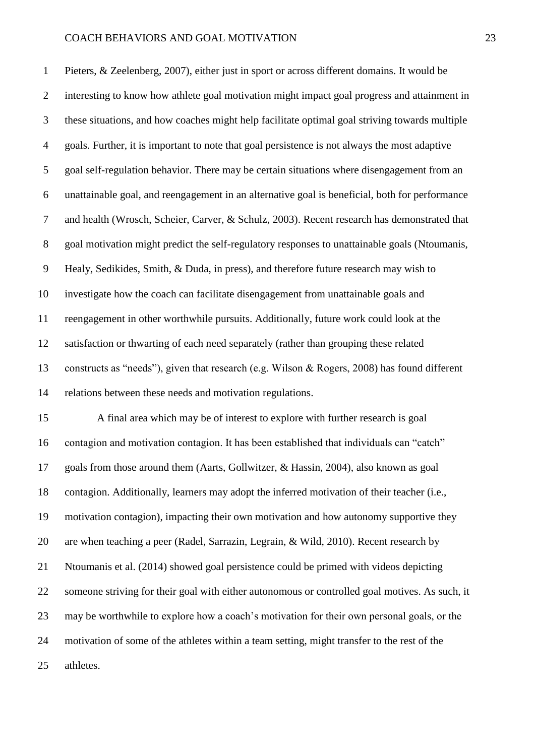Pieters, & Zeelenberg, 2007), either just in sport or across different domains. It would be interesting to know how athlete goal motivation might impact goal progress and attainment in these situations, and how coaches might help facilitate optimal goal striving towards multiple goals. Further, it is important to note that goal persistence is not always the most adaptive goal self-regulation behavior. There may be certain situations where disengagement from an unattainable goal, and reengagement in an alternative goal is beneficial, both for performance and health (Wrosch, Scheier, Carver, & Schulz, 2003). Recent research has demonstrated that goal motivation might predict the self-regulatory responses to unattainable goals (Ntoumanis, Healy, Sedikides, Smith, & Duda, in press), and therefore future research may wish to investigate how the coach can facilitate disengagement from unattainable goals and reengagement in other worthwhile pursuits. Additionally, future work could look at the satisfaction or thwarting of each need separately (rather than grouping these related constructs as "needs"), given that research (e.g. Wilson & Rogers, 2008) has found different relations between these needs and motivation regulations.

A final area which may be of interest to explore with further research is goal contagion and motivation contagion. It has been established that individuals can "catch" goals from those around them (Aarts, Gollwitzer, & Hassin, 2004), also known as goal contagion. Additionally, learners may adopt the inferred motivation of their teacher (i.e., motivation contagion), impacting their own motivation and how autonomy supportive they are when teaching a peer (Radel, Sarrazin, Legrain, & Wild, 2010). Recent research by Ntoumanis et al. (2014) showed goal persistence could be primed with videos depicting someone striving for their goal with either autonomous or controlled goal motives. As such, it may be worthwhile to explore how a coach's motivation for their own personal goals, or the motivation of some of the athletes within a team setting, might transfer to the rest of the athletes.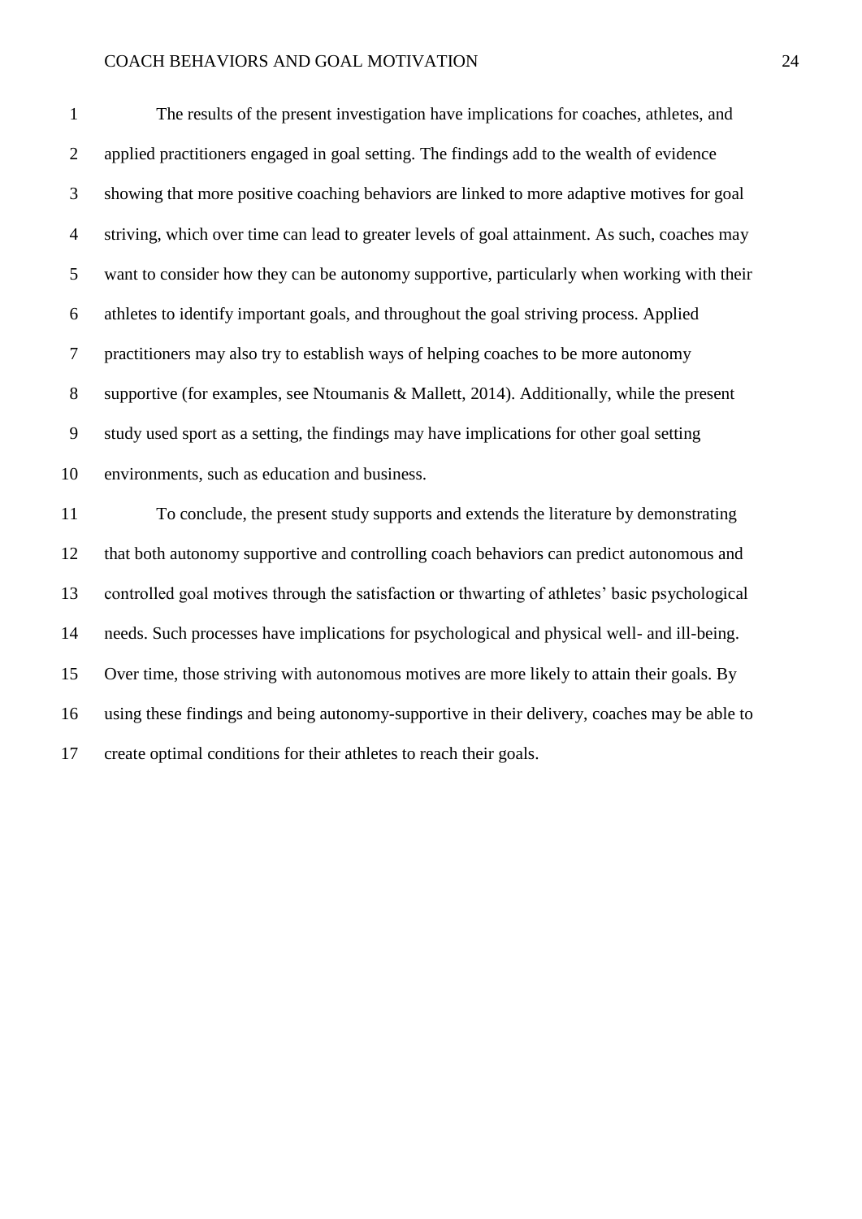The results of the present investigation have implications for coaches, athletes, and applied practitioners engaged in goal setting. The findings add to the wealth of evidence showing that more positive coaching behaviors are linked to more adaptive motives for goal striving, which over time can lead to greater levels of goal attainment. As such, coaches may want to consider how they can be autonomy supportive, particularly when working with their athletes to identify important goals, and throughout the goal striving process. Applied practitioners may also try to establish ways of helping coaches to be more autonomy supportive (for examples, see Ntoumanis & Mallett, 2014). Additionally, while the present study used sport as a setting, the findings may have implications for other goal setting environments, such as education and business.

To conclude, the present study supports and extends the literature by demonstrating that both autonomy supportive and controlling coach behaviors can predict autonomous and controlled goal motives through the satisfaction or thwarting of athletes' basic psychological needs. Such processes have implications for psychological and physical well- and ill-being. Over time, those striving with autonomous motives are more likely to attain their goals. By using these findings and being autonomy-supportive in their delivery, coaches may be able to create optimal conditions for their athletes to reach their goals.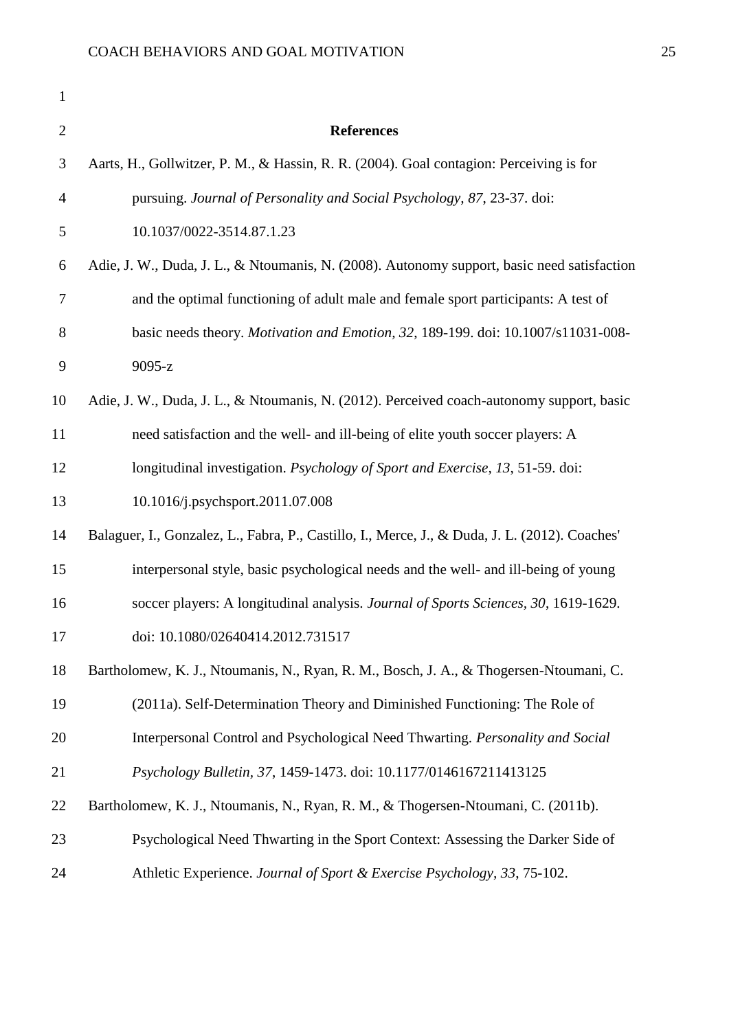## References

Aarts, H., Gollwitzer, P. M., & Hassin, R. R. (2004). Goal contagion: Perceiving is for pursuing. *Journal of Personality and Social Psychology, 87*, 23-37. doi: 10.1037/0022-3514.87.1.23

Adie, J. W., Duda, J. L., & Ntoumanis, N. (2008). Autonomy support, basic need satisfaction and the optimal functioning of adult male and female sport participants: A test of basic needs theory. *Motivation and Emotion, 32*, 189-199. doi: 10.1007/s11031-008-9095-z

Adie, J. W., Duda, J. L., & Ntoumanis, N. (2012). Perceived coach-autonomy support, basic need satisfaction and the well- and ill-being of elite youth soccer players: A longitudinal investigation. *Psychology of Sport and Exercise, 13*, 51-59. doi: 10.1016/j.psychsport.2011.07.008

Balaguer, I., Gonzalez, L., Fabra, P., Castillo, I., Merce, J., & Duda, J. L. (2012). Coaches' interpersonal style, basic psychological needs and the well- and ill-being of young soccer players: A longitudinal analysis. *Journal of Sports Sciences, 30*, 1619-1629. doi: 10.1080/02640414.2012.731517

Bartholomew, K. J., Ntoumanis, N., Ryan, R. M., Bosch, J. A., & Thogersen-Ntoumani, C. (2011a). Self-Determination Theory and Diminished Functioning: The Role of Interpersonal Control and Psychological Need Thwarting. *Personality and Social Psychology Bulletin, 37*, 1459-1473. doi: 10.1177/0146167211413125

Bartholomew, K. J., Ntoumanis, N., Ryan, R. M., & Thogersen-Ntoumani, C. (2011b). Psychological Need Thwarting in the Sport Context: Assessing the Darker Side of Athletic Experience. *Journal of Sport & Exercise Psychology, 33*, 75-102.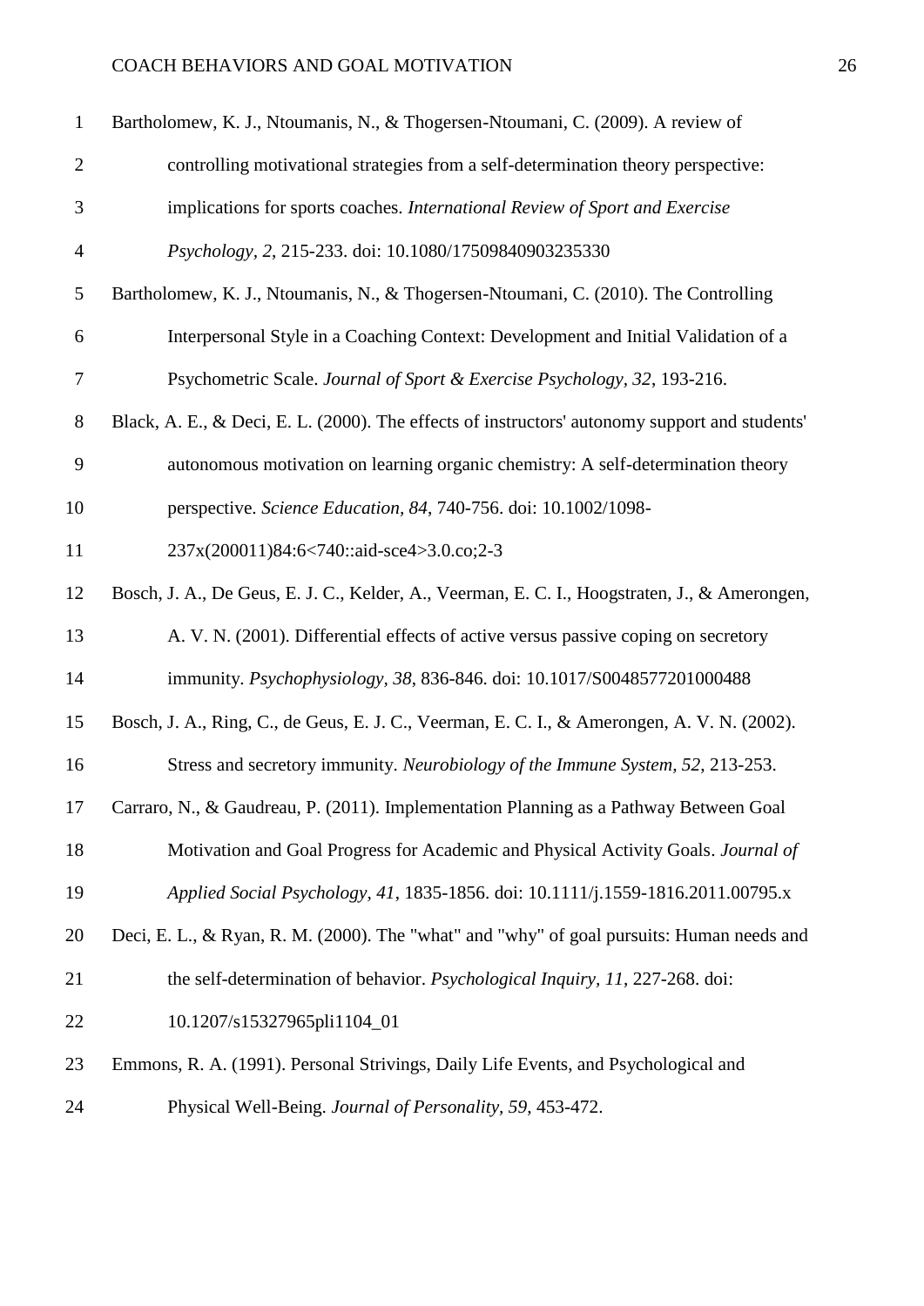Bartholomew, K. J., Ntoumanis, N., & Thogersen-Ntoumani, C. (2009). A review of controlling motivational strategies from a self-determination theory perspective: implications for sports coaches. *International Review of Sport and Exercise Psychology, 2*, 215-233. doi: 10.1080/17509840903235330

Bartholomew, K. J., Ntoumanis, N., & Thogersen-Ntoumani, C. (2010). The Controlling Interpersonal Style in a Coaching Context: Development and Initial Validation of a Psychometric Scale. *Journal of Sport & Exercise Psychology, 32*, 193-216.

Black, A. E., & Deci, E. L. (2000). The effects of instructors' autonomy support and students' autonomous motivation on learning organic chemistry: A self-determination theory perspective. *Science Education, 84*, 740-756. doi: 10.1002/1098-237x(200011)84:6<740::aid-sce4>3.0.co;2-3

Bosch, J. A., De Geus, E. J. C., Kelder, A., Veerman, E. C. I., Hoogstraten, J., & Amerongen, A. V. N. (2001). Differential effects of active versus passive coping on secretory immunity. *Psychophysiology, 38*, 836-846. doi: 10.1017/S0048577201000488

Bosch, J. A., Ring, C., de Geus, E. J. C., Veerman, E. C. I., & Amerongen, A. V. N. (2002). Stress and secretory immunity. *Neurobiology of the Immune System, 52*, 213-253.

Carraro, N., & Gaudreau, P. (2011). Implementation Planning as a Pathway Between Goal Motivation and Goal Progress for Academic and Physical Activity Goals. *Journal of Applied Social Psychology, 41*, 1835-1856. doi: 10.1111/j.1559-1816.2011.00795.x

Deci, E. L., & Ryan, R. M. (2000). The "what" and "why" of goal pursuits: Human needs and the self-determination of behavior. *Psychological Inquiry, 11*, 227-268. doi: 10.1207/s15327965pli1104_01

Emmons, R. A. (1991). Personal Strivings, Daily Life Events, and Psychological and Physical Well-Being. *Journal of Personality, 59*, 453-472.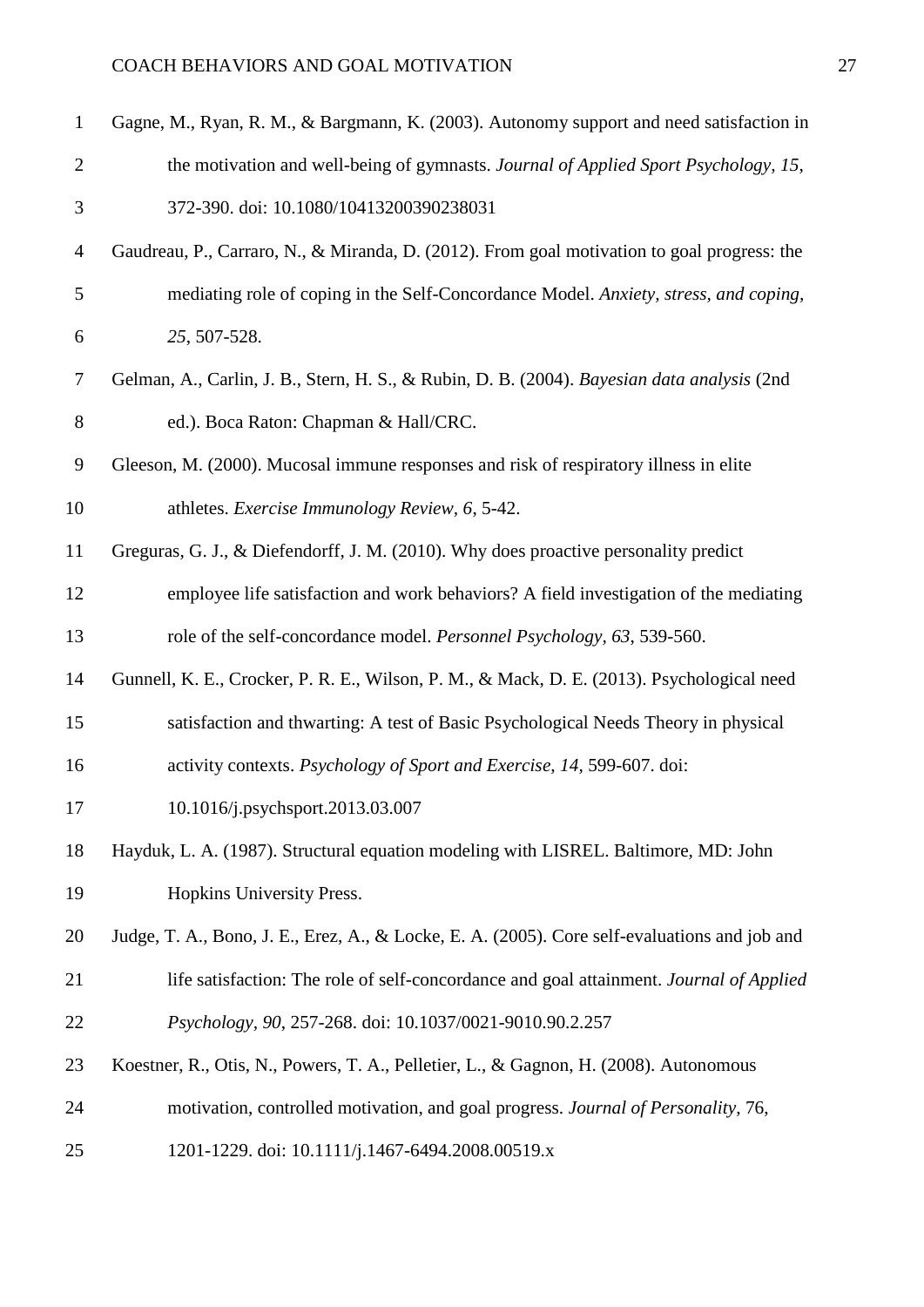Gagne, M., Ryan, R. M., & Bargmann, K. (2003). Autonomy support and need satisfaction in the motivation and well-being of gymnasts. *Journal of Applied Sport Psychology, 15,* 372-390. doi: 10.1080/10413200390238031

Gaudreau, P., Carraro, N., & Miranda, D. (2012). From goal motivation to goal progress: the mediating role of coping in the Self-Concordance Model. *Anxiety, stress, and coping, 25*, 507-528.

Gelman, A., Carlin, J. B., Stern, H. S., & Rubin, D. B. (2004). *Bayesian data analysis* (2nd ed.). Boca Raton: Chapman & Hall/CRC.

Gleeson, M. (2000). Mucosal immune responses and risk of respiratory illness in elite athletes. *Exercise Immunology Review, 6*, 5-42.

Greguras, G. J., & Diefendorff, J. M. (2010). Why does proactive personality predict employee life satisfaction and work behaviors? A field investigation of the mediating role of the self-concordance model. *Personnel Psychology, 63*, 539-560.

Gunnell, K. E., Crocker, P. R. E., Wilson, P. M., & Mack, D. E. (2013). Psychological need satisfaction and thwarting: A test of Basic Psychological Needs Theory in physical activity contexts. *Psychology of Sport and Exercise, 14*, 599-607. doi: 10.1016/j.psychsport.2013.03.007

Hayduk, L. A. (1987). Structural equation modeling with LISREL. Baltimore, MD: John Hopkins University Press.

Judge, T. A., Bono, J. E., Erez, A., & Locke, E. A. (2005). Core self-evaluations and job and life satisfaction: The role of self-concordance and goal attainment. *Journal of Applied Psychology, 90*, 257-268. doi: 10.1037/0021-9010.90.2.257

Koestner, R., Otis, N., Powers, T. A., Pelletier, L., & Gagnon, H. (2008). Autonomous motivation, controlled motivation, and goal progress. *Journal of Personality*, 76, 1201-1229. doi: 10.1111/j.1467-6494.2008.00519.x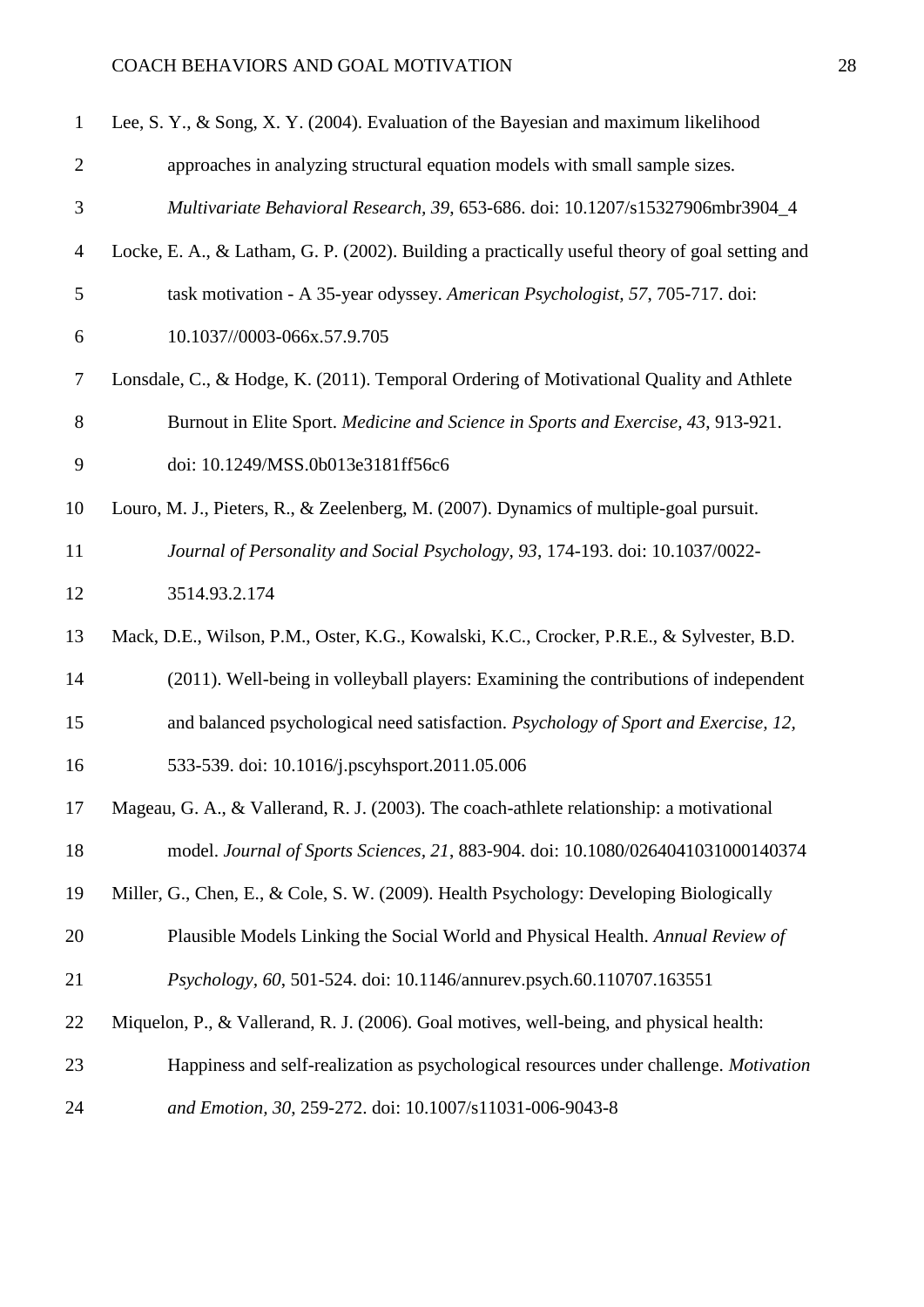Lee, S. Y., & Song, X. Y. (2004). Evaluation of the Bayesian and maximum likelihood approaches in analyzing structural equation models with small sample sizes. *Multivariate Behavioral Research*, *39*, 653-686. doi: 10.1207/s15327906mbr3904_4

Locke, E. A., & Latham, G. P. (2002). Building a practically useful theory of goal setting and task motivation - A 35-year odyssey. *American Psychologist*, *57*, 705-717. doi: 10.1037//0003-066x.57.9.705

Lonsdale, C., & Hodge, K. (2011). Temporal Ordering of Motivational Quality and Athlete Burnout in Elite Sport. *Medicine and Science in Sports and Exercise*, *43*, 913-921. doi: 10.1249/MSS.0b013e3181ff56c6

Louro, M. J., Pieters, R., & Zeelenberg, M. (2007). Dynamics of multiple-goal pursuit. *Journal of Personality and Social Psychology*, *93*, 174-193. doi: 10.1037/0022-3514.93.2.174

Mack, D.E., Wilson, P.M., Oster, K.G., Kowalski, K.C., Crocker, P.R.E., & Sylvester, B.D. (2011). Well-being in volleyball players: Examining the contributions of independent and balanced psychological need satisfaction. *Psychology of Sport and Exercise*, *12*, 533-539. doi: 10.1016/j.pscyhsport.2011.05.006

Mageau, G. A., & Vallerand, R. J. (2003). The coach-athlete relationship: a motivational model. *Journal of Sports Sciences*, *21*, 883-904. doi: 10.1080/0264041031000140374

Miller, G., Chen, E., & Cole, S. W. (2009). Health Psychology: Developing Biologically Plausible Models Linking the Social World and Physical Health. *Annual Review of Psychology*, *60*, 501-524. doi: 10.1146/annurev.psych.60.110707.163551

Miquelon, P., & Vallerand, R. J. (2006). Goal motives, well-being, and physical health: Happiness and self-realization as psychological resources under challenge. *Motivation and Emotion*, *30*, 259-272. doi: 10.1007/s11031-006-9043-8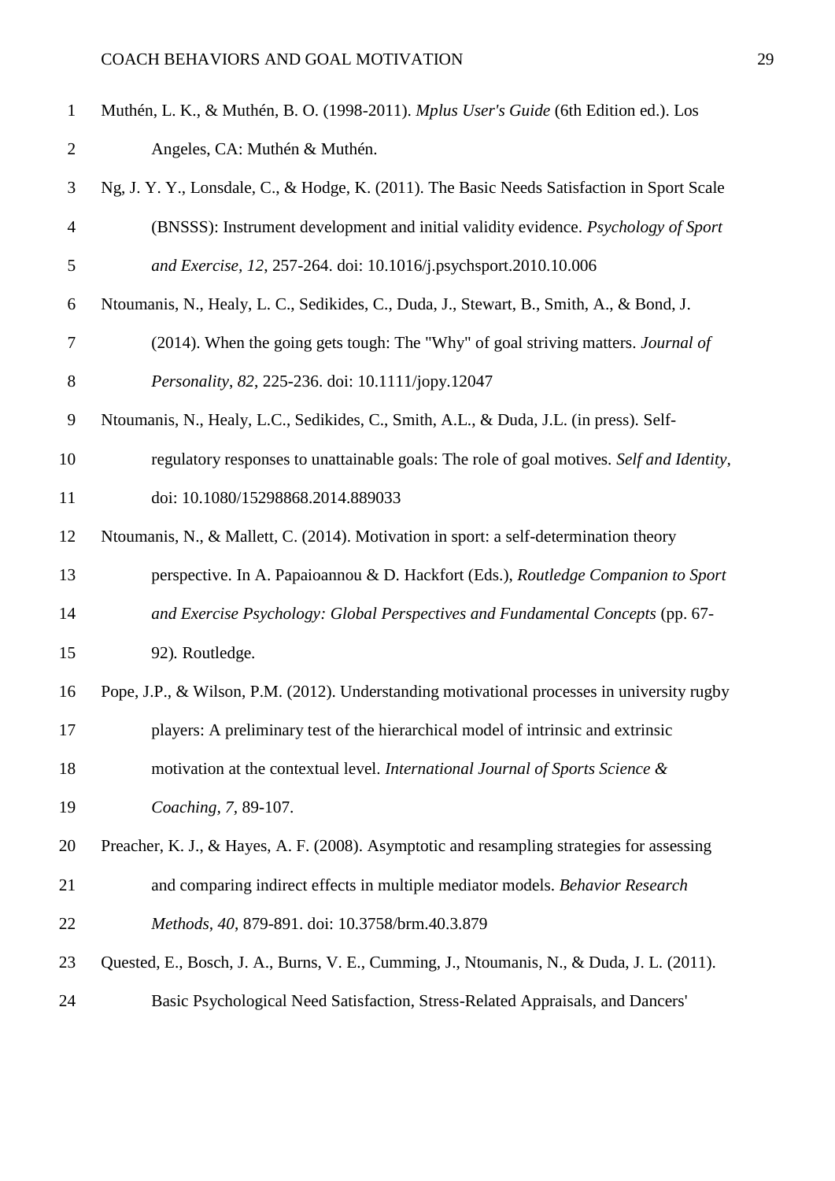Muthén, L. K., & Muthén, B. O. (1998-2011). *Mplus User's Guide* (6th Edition ed.). Los Angeles, CA: Muthén & Muthén.

Ng, J. Y. Y., Lonsdale, C., & Hodge, K. (2011). The Basic Needs Satisfaction in Sport Scale (BNSSS): Instrument development and initial validity evidence. *Psychology of Sport and Exercise, 12*, 257-264. doi: 10.1016/j.psychsport.2010.10.006

Ntoumanis, N., Healy, L. C., Sedikides, C., Duda, J., Stewart, B., Smith, A., & Bond, J. (2014). When the going gets tough: The "Why" of goal striving matters. *Journal of Personality, 82*, 225-236. doi: 10.1111/jopy.12047

Ntoumanis, N., Healy, L.C., Sedikides, C., Smith, A.L., & Duda, J.L. (in press). Self-regulatory responses to unattainable goals: The role of goal motives. *Self and Identity*, doi: 10.1080/15298868.2014.889033

Ntoumanis, N., & Mallett, C. (2014). Motivation in sport: a self-determination theory perspective. In A. Papaioannou & D. Hackfort (Eds.), *Routledge Companion to Sport and Exercise Psychology: Global Perspectives and Fundamental Concepts* (pp. 67-92). Routledge.

Pope, J.P., & Wilson, P.M. (2012). Understanding motivational processes in university rugby players: A preliminary test of the hierarchical model of intrinsic and extrinsic motivation at the contextual level. *International Journal of Sports Science & Coaching, 7*, 89-107.

Preacher, K. J., & Hayes, A. F. (2008). Asymptotic and resampling strategies for assessing and comparing indirect effects in multiple mediator models. *Behavior Research Methods, 40*, 879-891. doi: 10.3758/brm.40.3.879

Quested, E., Bosch, J. A., Burns, V. E., Cumming, J., Ntoumanis, N., & Duda, J. L. (2011). Basic Psychological Need Satisfaction, Stress-Related Appraisals, and Dancers'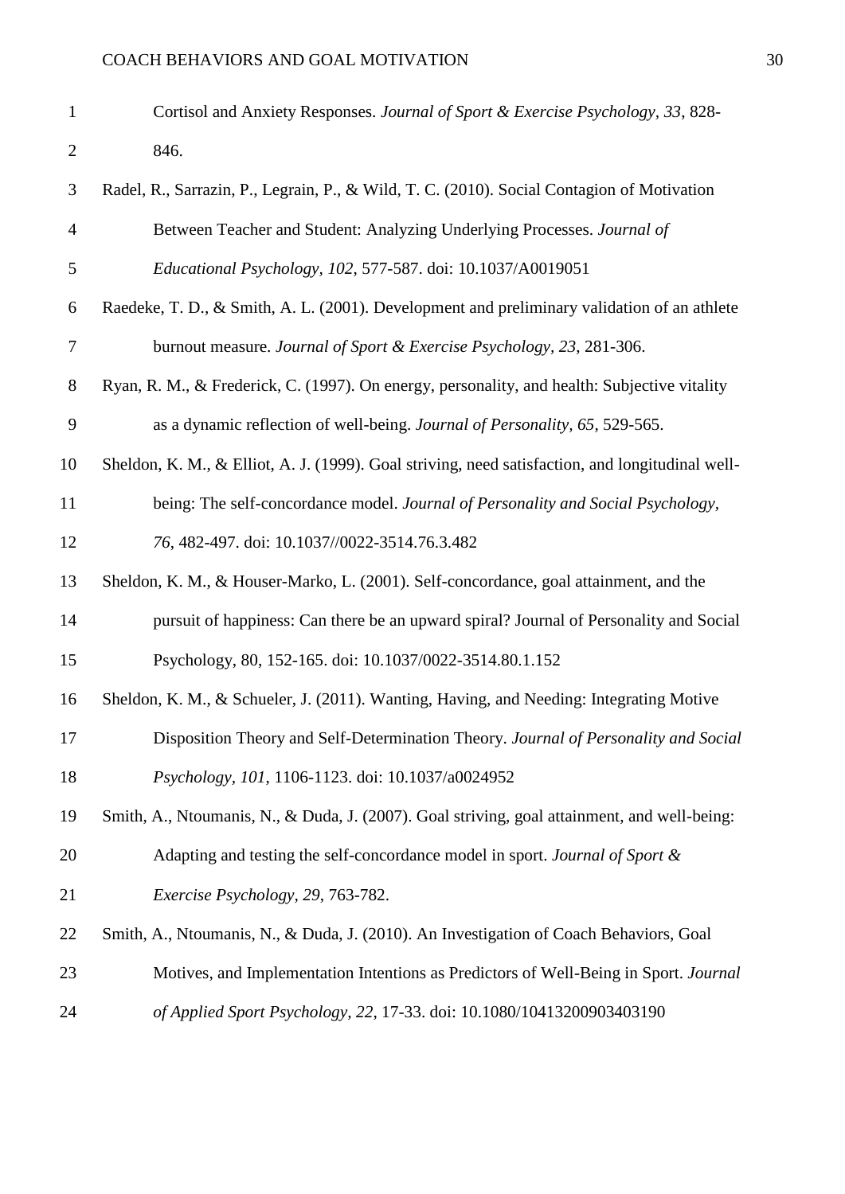Cortisol and Anxiety Responses. *Journal of Sport & Exercise Psychology*, *33*, 828-846.

Radel, R., Sarrazin, P., Legrain, P., & Wild, T. C. (2010). Social Contagion of Motivation Between Teacher and Student: Analyzing Underlying Processes. *Journal of Educational Psychology*, *102*, 577-587. doi: 10.1037/A0019051

Raedeke, T. D., & Smith, A. L. (2001). Development and preliminary validation of an athlete burnout measure. *Journal of Sport & Exercise Psychology*, *23*, 281-306.

Ryan, R. M., & Frederick, C. (1997). On energy, personality, and health: Subjective vitality as a dynamic reflection of well-being. *Journal of Personality*, *65*, 529-565.

Sheldon, K. M., & Elliot, A. J. (1999). Goal striving, need satisfaction, and longitudinal well-being: The self-concordance model. *Journal of Personality and Social Psychology*, *76*, 482-497. doi: 10.1037//0022-3514.76.3.482

Sheldon, K. M., & Houser-Marko, L. (2001). Self-concordance, goal attainment, and the pursuit of happiness: Can there be an upward spiral? Journal of Personality and Social Psychology, 80, 152-165. doi: 10.1037/0022-3514.80.1.152

Sheldon, K. M., & Schueler, J. (2011). Wanting, Having, and Needing: Integrating Motive Disposition Theory and Self-Determination Theory. *Journal of Personality and Social Psychology*, *101*, 1106-1123. doi: 10.1037/a0024952

Smith, A., Ntoumanis, N., & Duda, J. (2007). Goal striving, goal attainment, and well-being: Adapting and testing the self-concordance model in sport. *Journal of Sport & Exercise Psychology*, *29*, 763-782.

Smith, A., Ntoumanis, N., & Duda, J. (2010). An Investigation of Coach Behaviors, Goal Motives, and Implementation Intentions as Predictors of Well-Being in Sport. *Journal of Applied Sport Psychology*, *22*, 17-33. doi: 10.1080/10413200903403190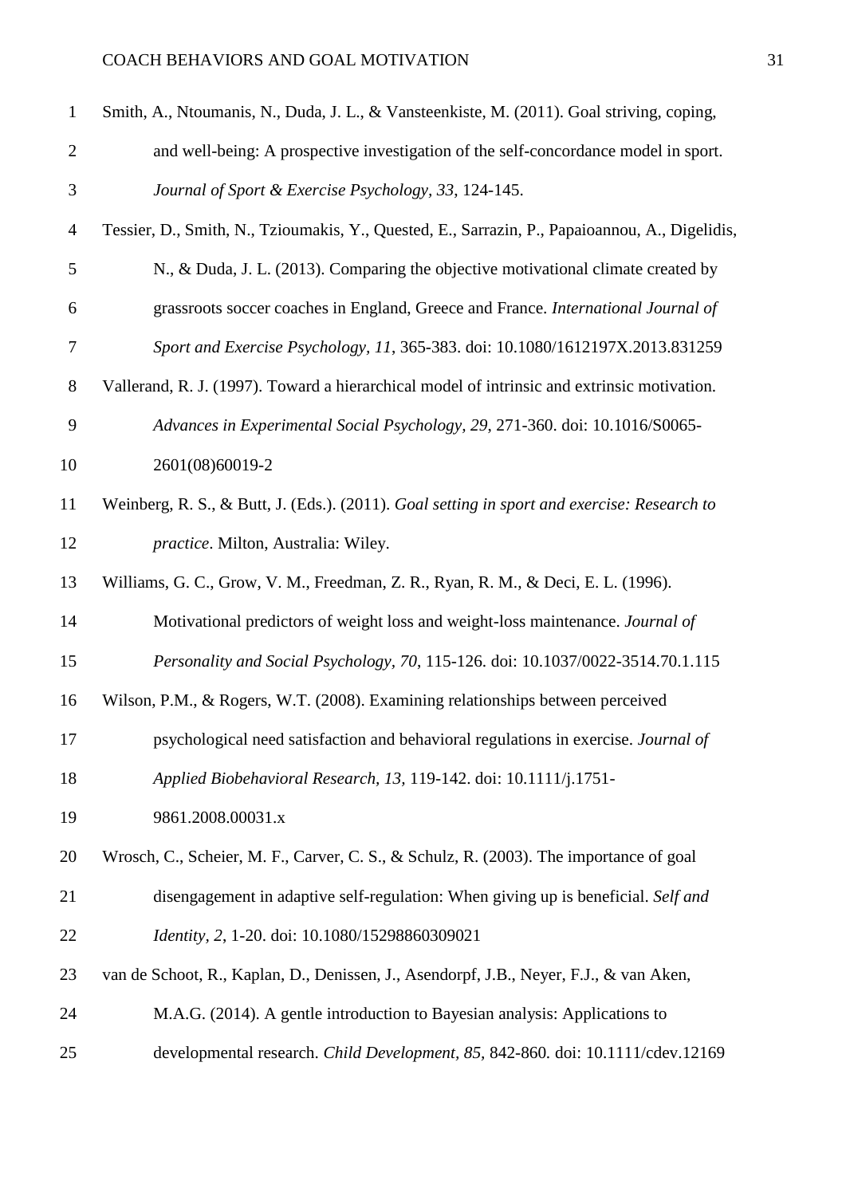Smith, A., Ntoumanis, N., Duda, J. L., & Vansteenkiste, M. (2011). Goal striving, coping, and well-being: A prospective investigation of the self-concordance model in sport. *Journal of Sport & Exercise Psychology*, *33*, 124-145.

Tessier, D., Smith, N., Tzioumakis, Y., Quested, E., Sarrazin, P., Papaioannou, A., Digelidis, N., & Duda, J. L. (2013). Comparing the objective motivational climate created by grassroots soccer coaches in England, Greece and France. *International Journal of Sport and Exercise Psychology*, *11*, 365-383. doi: 10.1080/1612197X.2013.831259

Vallerand, R. J. (1997). Toward a hierarchical model of intrinsic and extrinsic motivation. *Advances in Experimental Social Psychology*, *29*, 271-360. doi: 10.1016/S0065-2601(08)60019-2

Weinberg, R. S., & Butt, J. (Eds.). (2011). *Goal setting in sport and exercise: Research to practice*. Milton, Australia: Wiley.

Williams, G. C., Grow, V. M., Freedman, Z. R., Ryan, R. M., & Deci, E. L. (1996). Motivational predictors of weight loss and weight-loss maintenance. *Journal of Personality and Social Psychology*, *70*, 115-126. doi: 10.1037/0022-3514.70.1.115

Wilson, P.M., & Rogers, W.T. (2008). Examining relationships between perceived psychological need satisfaction and behavioral regulations in exercise. *Journal of Applied Biobehavioral Research*, *13*, 119-142. doi: 10.1111/j.1751-9861.2008.00031.x

Wrosch, C., Scheier, M. F., Carver, C. S., & Schulz, R. (2003). The importance of goal disengagement in adaptive self-regulation: When giving up is beneficial. *Self and Identity*, *2*, 1-20. doi: 10.1080/15298860309021

van de Schoot, R., Kaplan, D., Denissen, J., Asendorpf, J.B., Neyer, F.J., & van Aken, M.A.G. (2014). A gentle introduction to Bayesian analysis: Applications to developmental research. *Child Development*, *85*, 842-860. doi: 10.1111/cdev.12169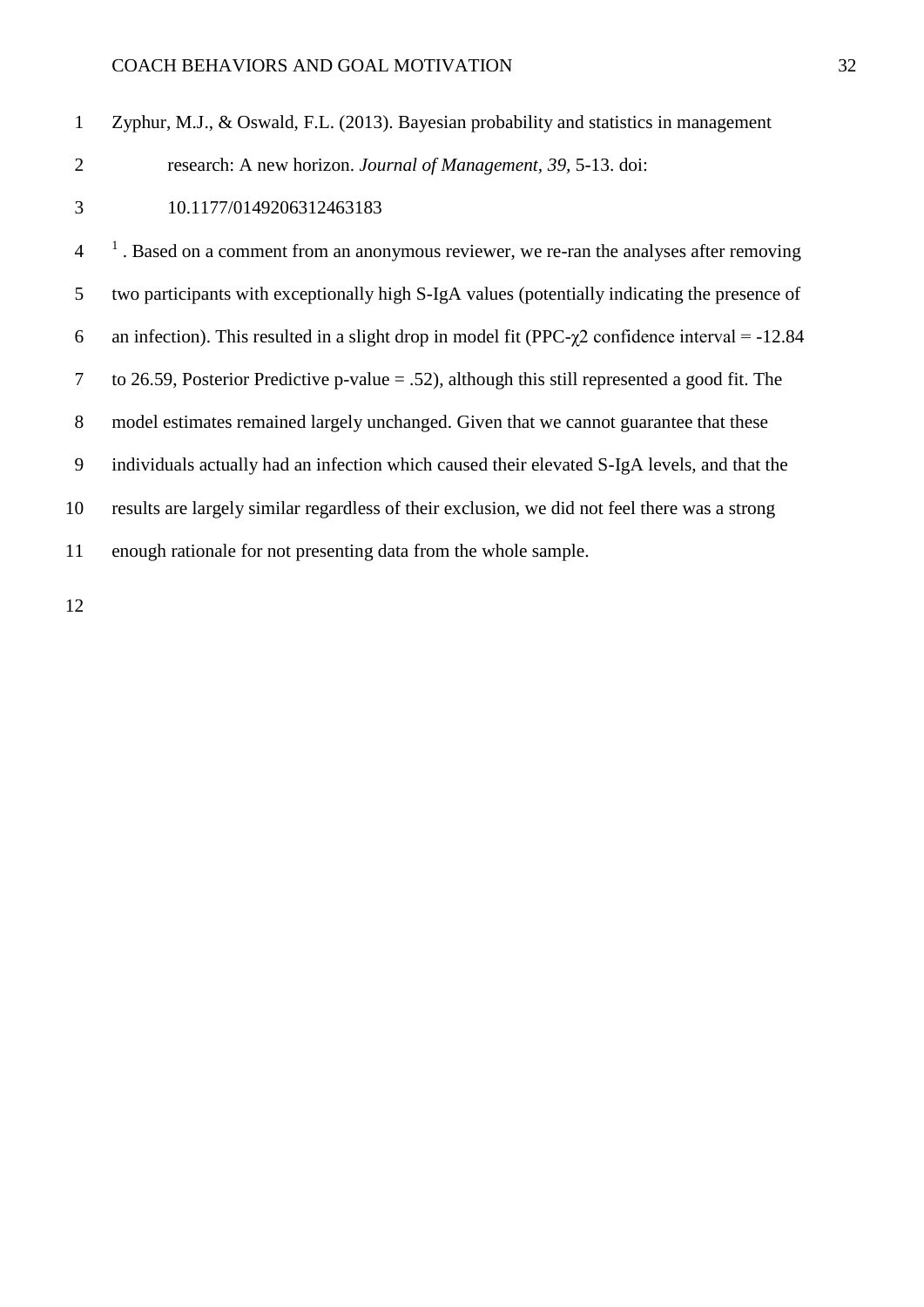Zyphur, M.J., & Oswald, F.L. (2013). Bayesian probability and statistics in management research: A new horizon. *Journal of Management, 39,* 5-13. doi: 10.1177/0149206312463183

[1] . Based on a comment from an anonymous reviewer, we re-ran the analyses after removing two participants with exceptionally high S-IgA values (potentially indicating the presence of an infection). This resulted in a slight drop in model fit (PPC-$\chi 2$ confidence interval = -12.84 to 26.59, Posterior Predictive p-value = .52), although this still represented a good fit. The model estimates remained largely unchanged. Given that we cannot guarantee that these individuals actually had an infection which caused their elevated S-IgA levels, and that the results are largely similar regardless of their exclusion, we did not feel there was a strong enough rationale for not presenting data from the whole sample.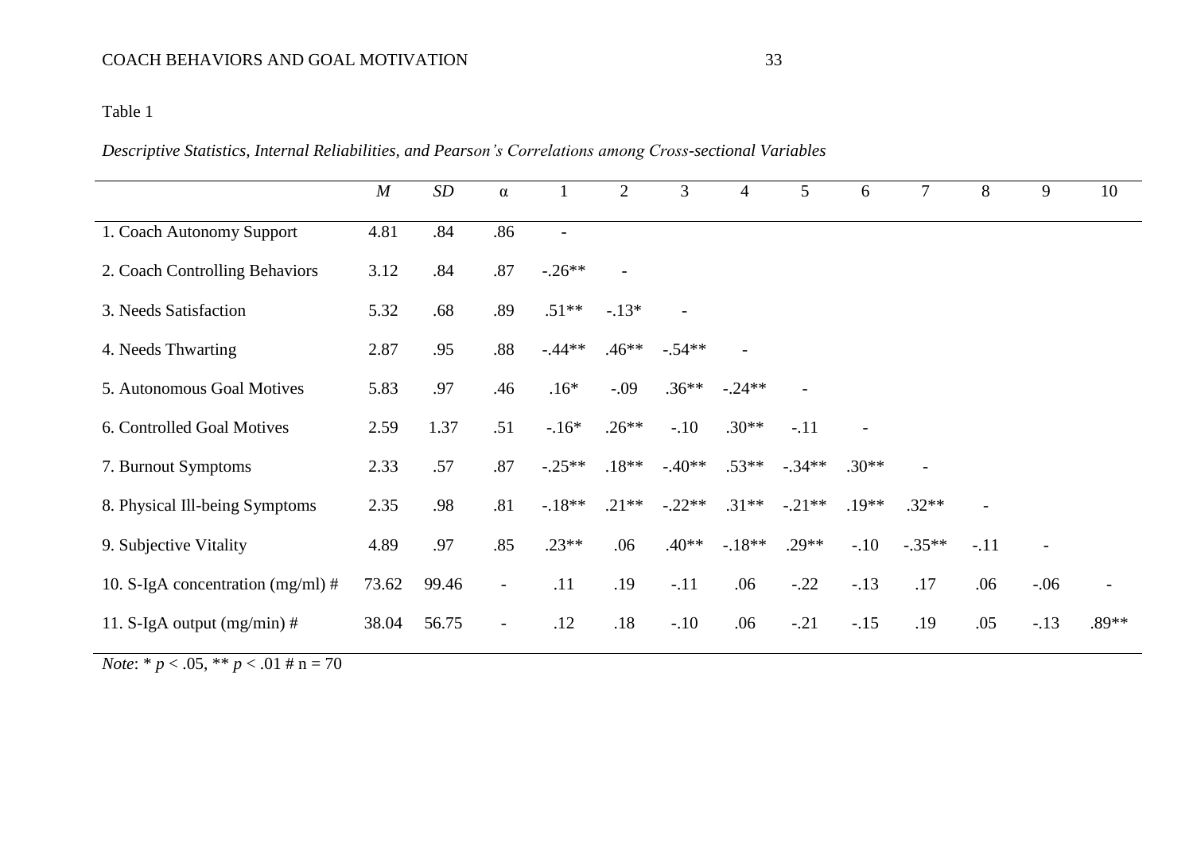Table 1

*Descriptive Statistics, Internal Reliabilities, and Pearson's Correlations among Cross-sectional Variables*

| | *M* | *SD* | α | 1 | 2 | 3 | 4 | 5 | 6 | 7 | 8 | 9 | 10 |
|---|---|---|---|---|---|---|---|---|---|---|---|---|---|
| 1. Coach Autonomy Support | 4.81 | .84 | .86 | - | | | | | | | | | |
| 2. Coach Controlling Behaviors | 3.12 | .84 | .87 | -.26** | - | | | | | | | | |
| 3. Needs Satisfaction | 5.32 | .68 | .89 | .51** | -.13* | - | | | | | | | |
| 4. Needs Thwarting | 2.87 | .95 | .88 | -.44** | .46** | -.54** | - | | | | | | |
| 5. Autonomous Goal Motives | 5.83 | .97 | .46 | .16* | -.09 | .36** | -.24** | - | | | | | |
| 6. Controlled Goal Motives | 2.59 | 1.37 | .51 | -.16* | .26** | -.10 | .30** | -.11 | - | | | | |
| 7. Burnout Symptoms | 2.33 | .57 | .87 | -.25** | .18** | -.40** | .53** | -.34** | .30** | - | | | |
| 8. Physical Ill-being Symptoms | 2.35 | .98 | .81 | -.18** | .21** | -.22** | .31** | -.21** | .19** | .32** | - | | |
| 9. Subjective Vitality | 4.89 | .97 | .85 | .23** | .06 | .40** | -.18** | .29** | -.10 | -.35** | -.11 | - | |
| 10. S-IgA concentration (mg/ml) # | 73.62 | 99.46 | - | .11 | .19 | -.11 | .06 | -.22 | -.13 | .17 | .06 | -.06 | - |
| 11. S-IgA output (mg/min) # | 38.04 | 56.75 | - | .12 | .18 | -.10 | .06 | -.21 | -.15 | .19 | .05 | -.13 | .89** |

*Note*: * $p < .05$, ** $p < .01$ # n = 70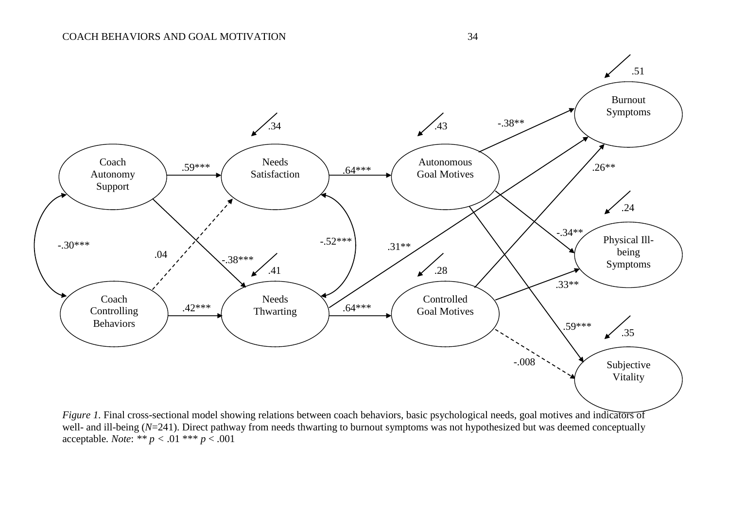*Figure 1.* Final cross-sectional model showing relations between coach behaviors, basic psychological needs, goal motives and indicators of well- and ill-being ($N$=241). Direct pathway from needs thwarting to burnout symptoms was not hypothesized but was deemed conceptually acceptable. *Note*: ** $p$ < .01 *** $p$ < .001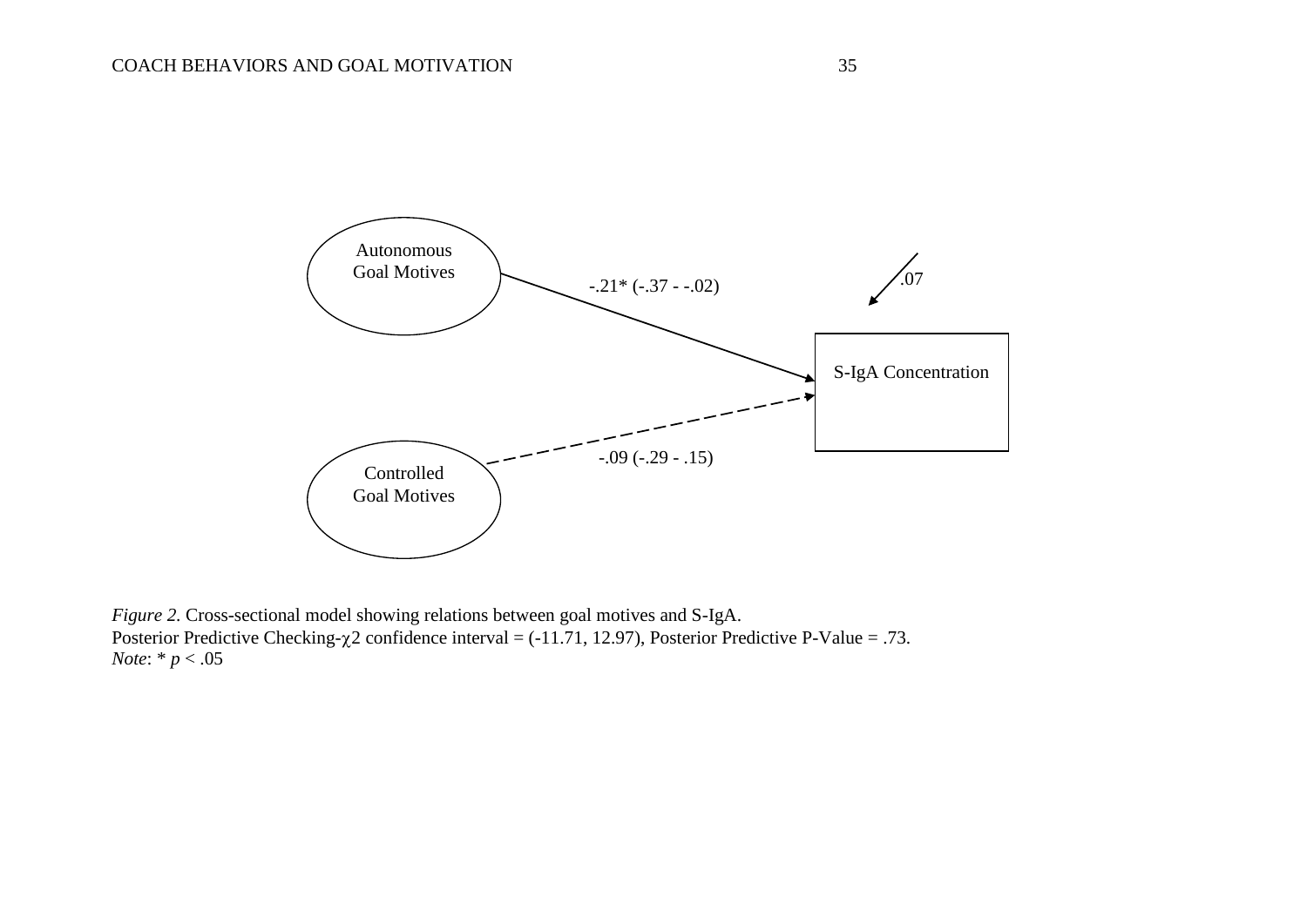Autonomous Goal Motives

-.21* (-.37 - -.02)

.07

S-IgA Concentration

-.09 (-.29 - .15)

Controlled Goal Motives

*Figure 2.* Cross-sectional model showing relations between goal motives and S-IgA.
Posterior Predictive Checking-$\chi 2$ confidence interval = (-11.71, 12.97), Posterior Predictive P-Value = .73.
*Note*: * $p < .05$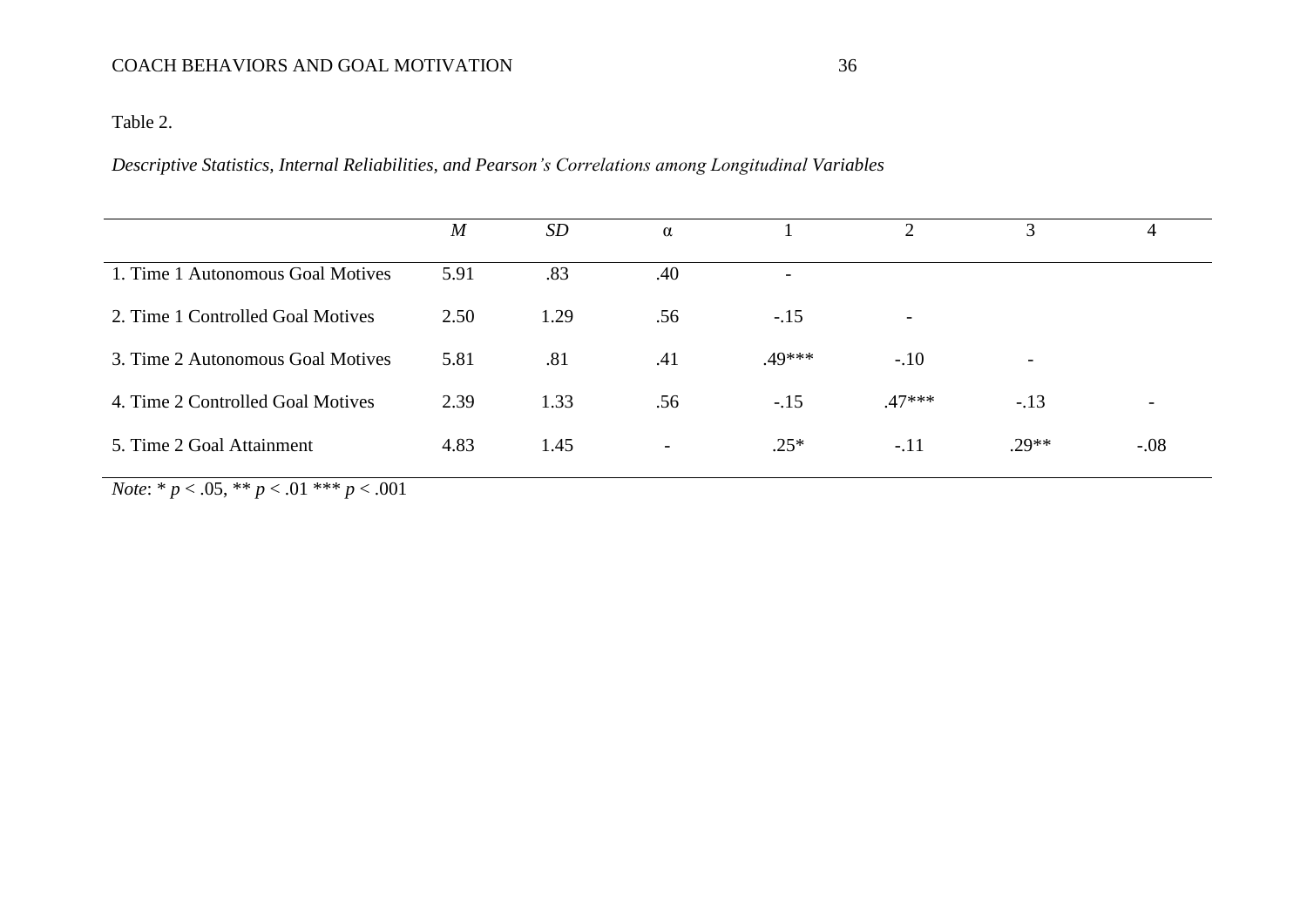Table 2.

*Descriptive Statistics, Internal Reliabilities, and Pearson's Correlations among Longitudinal Variables*

| | *M* | *SD* | α | 1 | 2 | 3 | 4 |
|---|---|---|---|---|---|---|---|
| 1. Time 1 Autonomous Goal Motives | 5.91 | .83 | .40 | - | | | |
| 2. Time 1 Controlled Goal Motives | 2.50 | 1.29 | .56 | -.15 | - | | |
| 3. Time 2 Autonomous Goal Motives | 5.81 | .81 | .41 | .49*** | -.10 | - | |
| 4. Time 2 Controlled Goal Motives | 2.39 | 1.33 | .56 | -.15 | .47*** | -.13 | - |
| 5. Time 2 Goal Attainment | 4.83 | 1.45 | - | .25* | -.11 | .29** | -.08 |

*Note*: * $p < .05$, ** $p < .01$ *** $p < .001$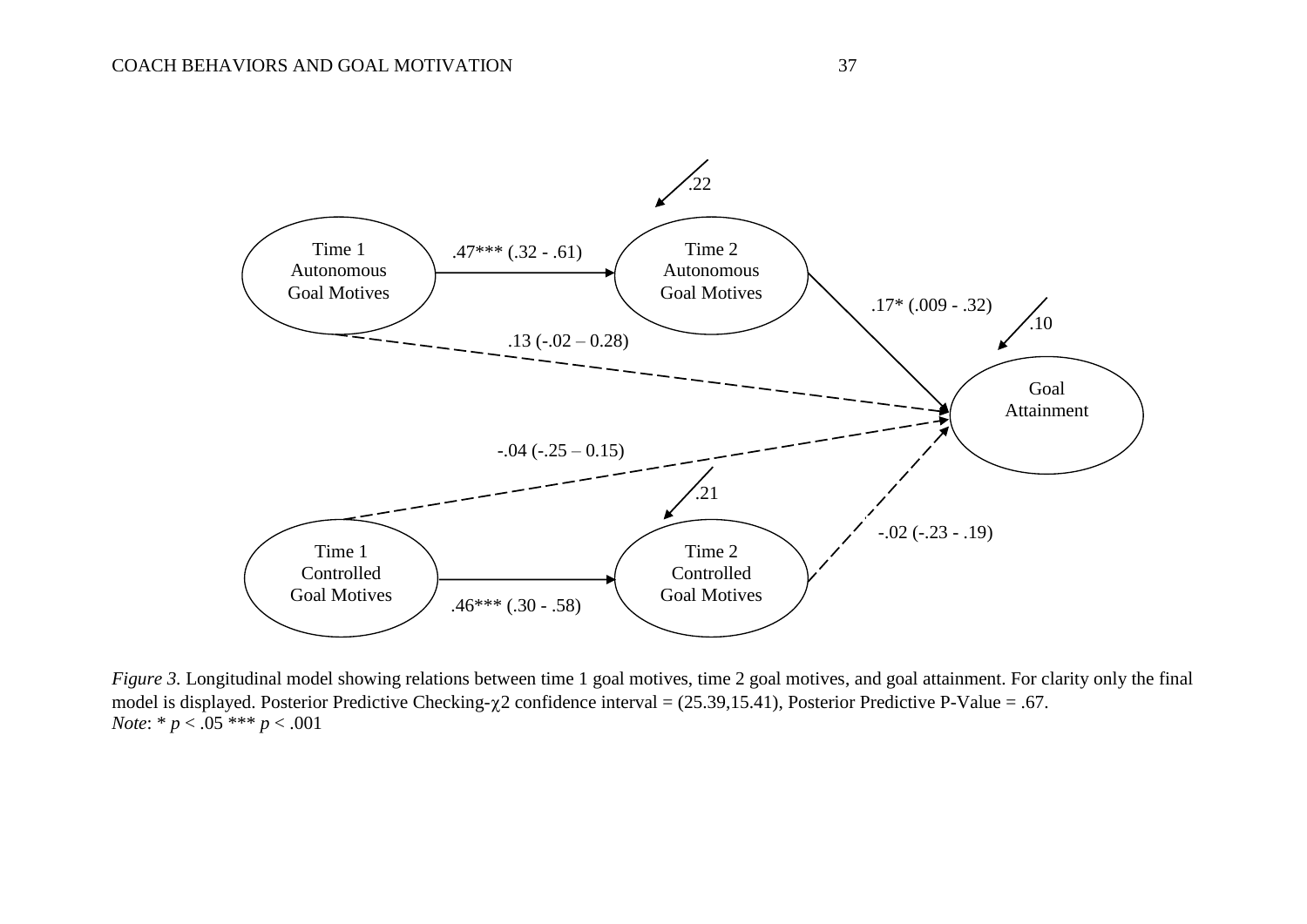Time 1
Autonomous
Goal Motives

.47*** (.32 - .61)

.22

Time 2
Autonomous
Goal Motives

.17* (.009 - .32)

.10

.13 (-.02 – 0.28)

Goal
Attainment

-.04 (-.25 – 0.15)

.21

-.02 (-.23 - .19)

Time 1
Controlled
Goal Motives

.46*** (.30 - .58)

Time 2
Controlled
Goal Motives

*Figure 3.* Longitudinal model showing relations between time 1 goal motives, time 2 goal motives, and goal attainment. For clarity only the final model is displayed. Posterior Predictive Checking-$\chi 2$ confidence interval = (25.39,15.41), Posterior Predictive P-Value = .67.
*Note*: * $p < .05$ *** $p < .001$